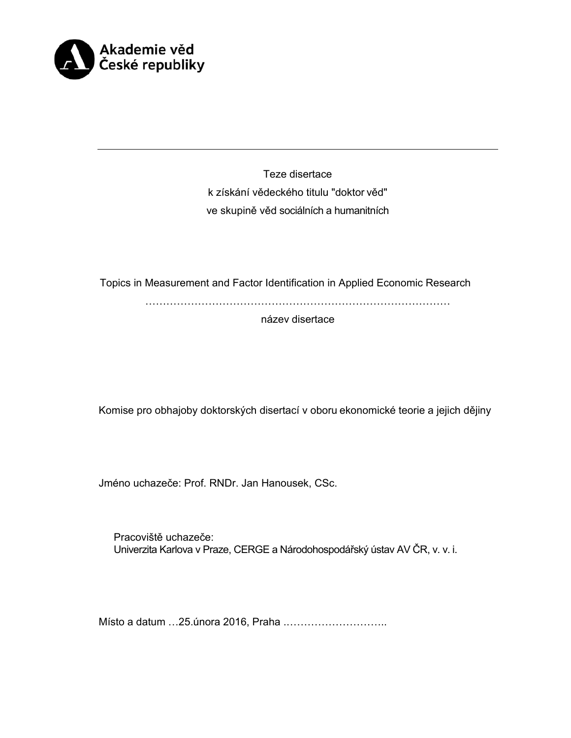Akademie věd České republiky

---

Teze disertace
k získání vědeckého titulu "doktor věd"
ve skupině věd sociálních a humanitních

Topics in Measurement and Factor Identification in Applied Economic Research

……………………………………………………………………………

název disertace

Komise pro obhajoby doktorských disertací v oboru ekonomické teorie a jejich dějiny

Jméno uchazeče: Prof. RNDr. Jan Hanousek, CSc.

Pracoviště uchazeče:
Univerzita Karlova v Praze, CERGE a Národohospodářský ústav AV ČR, v. v. i.

Místo a datum …25.února 2016, Praha ………………………..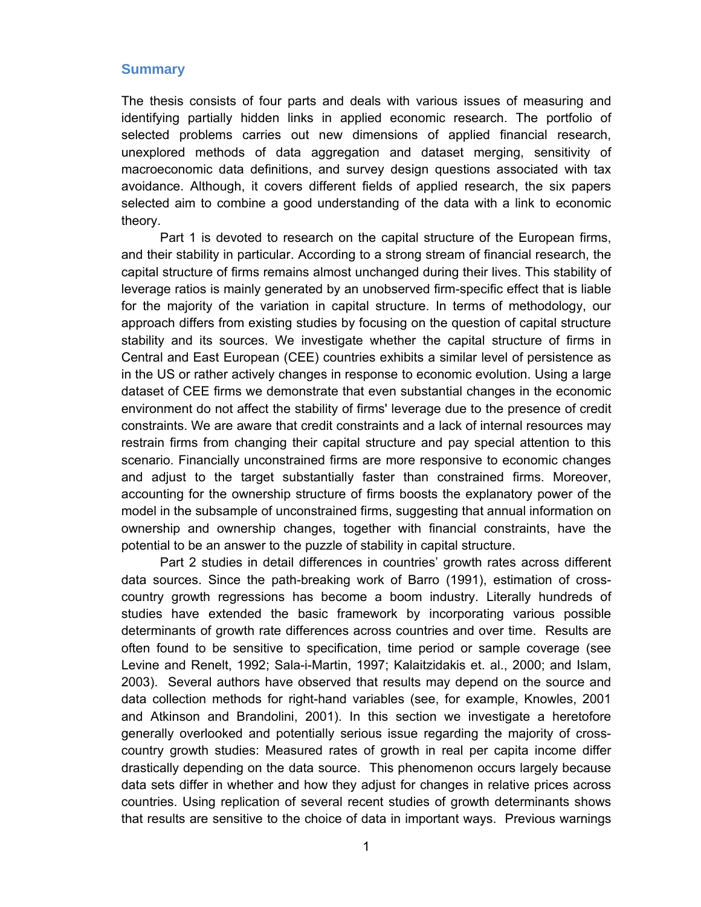## Summary

The thesis consists of four parts and deals with various issues of measuring and identifying partially hidden links in applied economic research. The portfolio of selected problems carries out new dimensions of applied financial research, unexplored methods of data aggregation and dataset merging, sensitivity of macroeconomic data definitions, and survey design questions associated with tax avoidance. Although, it covers different fields of applied research, the six papers selected aim to combine a good understanding of the data with a link to economic theory.

Part 1 is devoted to research on the capital structure of the European firms, and their stability in particular. According to a strong stream of financial research, the capital structure of firms remains almost unchanged during their lives. This stability of leverage ratios is mainly generated by an unobserved firm-specific effect that is liable for the majority of the variation in capital structure. In terms of methodology, our approach differs from existing studies by focusing on the question of capital structure stability and its sources. We investigate whether the capital structure of firms in Central and East European (CEE) countries exhibits a similar level of persistence as in the US or rather actively changes in response to economic evolution. Using a large dataset of CEE firms we demonstrate that even substantial changes in the economic environment do not affect the stability of firms' leverage due to the presence of credit constraints. We are aware that credit constraints and a lack of internal resources may restrain firms from changing their capital structure and pay special attention to this scenario. Financially unconstrained firms are more responsive to economic changes and adjust to the target substantially faster than constrained firms. Moreover, accounting for the ownership structure of firms boosts the explanatory power of the model in the subsample of unconstrained firms, suggesting that annual information on ownership and ownership changes, together with financial constraints, have the potential to be an answer to the puzzle of stability in capital structure.

Part 2 studies in detail differences in countries' growth rates across different data sources. Since the path-breaking work of Barro (1991), estimation of cross-country growth regressions has become a boom industry. Literally hundreds of studies have extended the basic framework by incorporating various possible determinants of growth rate differences across countries and over time. Results are often found to be sensitive to specification, time period or sample coverage (see Levine and Renelt, 1992; Sala-i-Martin, 1997; Kalaitzidakis et. al., 2000; and Islam, 2003). Several authors have observed that results may depend on the source and data collection methods for right-hand variables (see, for example, Knowles, 2001 and Atkinson and Brandolini, 2001). In this section we investigate a heretofore generally overlooked and potentially serious issue regarding the majority of cross-country growth studies: Measured rates of growth in real per capita income differ drastically depending on the data source. This phenomenon occurs largely because data sets differ in whether and how they adjust for changes in relative prices across countries. Using replication of several recent studies of growth determinants shows that results are sensitive to the choice of data in important ways. Previous warnings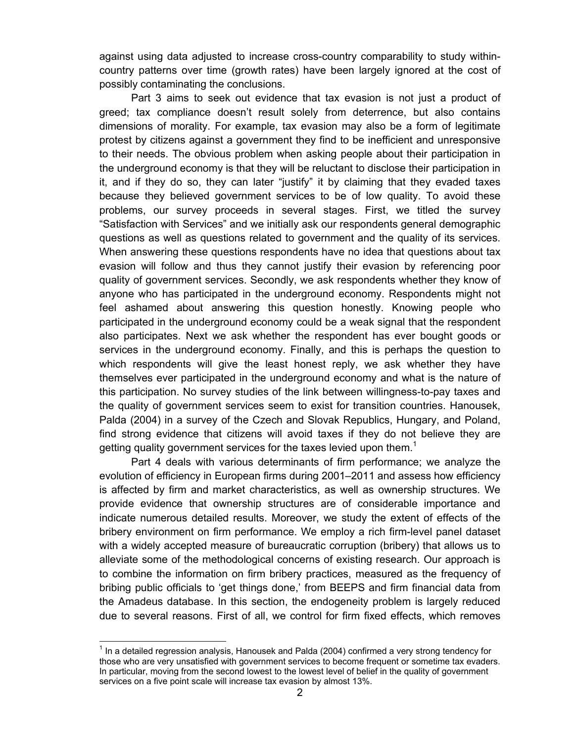against using data adjusted to increase cross-country comparability to study within-country patterns over time (growth rates) have been largely ignored at the cost of possibly contaminating the conclusions.

Part 3 aims to seek out evidence that tax evasion is not just a product of greed; tax compliance doesn't result solely from deterrence, but also contains dimensions of morality. For example, tax evasion may also be a form of legitimate protest by citizens against a government they find to be inefficient and unresponsive to their needs. The obvious problem when asking people about their participation in the underground economy is that they will be reluctant to disclose their participation in it, and if they do so, they can later "justify" it by claiming that they evaded taxes because they believed government services to be of low quality. To avoid these problems, our survey proceeds in several stages. First, we titled the survey "Satisfaction with Services" and we initially ask our respondents general demographic questions as well as questions related to government and the quality of its services. When answering these questions respondents have no idea that questions about tax evasion will follow and thus they cannot justify their evasion by referencing poor quality of government services. Secondly, we ask respondents whether they know of anyone who has participated in the underground economy. Respondents might not feel ashamed about answering this question honestly. Knowing people who participated in the underground economy could be a weak signal that the respondent also participates. Next we ask whether the respondent has ever bought goods or services in the underground economy. Finally, and this is perhaps the question to which respondents will give the least honest reply, we ask whether they have themselves ever participated in the underground economy and what is the nature of this participation. No survey studies of the link between willingness-to-pay taxes and the quality of government services seem to exist for transition countries. Hanousek, Palda (2004) in a survey of the Czech and Slovak Republics, Hungary, and Poland, find strong evidence that citizens will avoid taxes if they do not believe they are getting quality government services for the taxes levied upon them.[1]

Part 4 deals with various determinants of firm performance; we analyze the evolution of efficiency in European firms during 2001–2011 and assess how efficiency is affected by firm and market characteristics, as well as ownership structures. We provide evidence that ownership structures are of considerable importance and indicate numerous detailed results. Moreover, we study the extent of effects of the bribery environment on firm performance. We employ a rich firm-level panel dataset with a widely accepted measure of bureaucratic corruption (bribery) that allows us to alleviate some of the methodological concerns of existing research. Our approach is to combine the information on firm bribery practices, measured as the frequency of bribing public officials to 'get things done,' from BEEPS and firm financial data from the Amadeus database. In this section, the endogeneity problem is largely reduced due to several reasons. First of all, we control for firm fixed effects, which removes

[1] In a detailed regression analysis, Hanousek and Palda (2004) confirmed a very strong tendency for those who are very unsatisfied with government services to become frequent or sometime tax evaders. In particular, moving from the second lowest to the lowest level of belief in the quality of government services on a five point scale will increase tax evasion by almost 13%.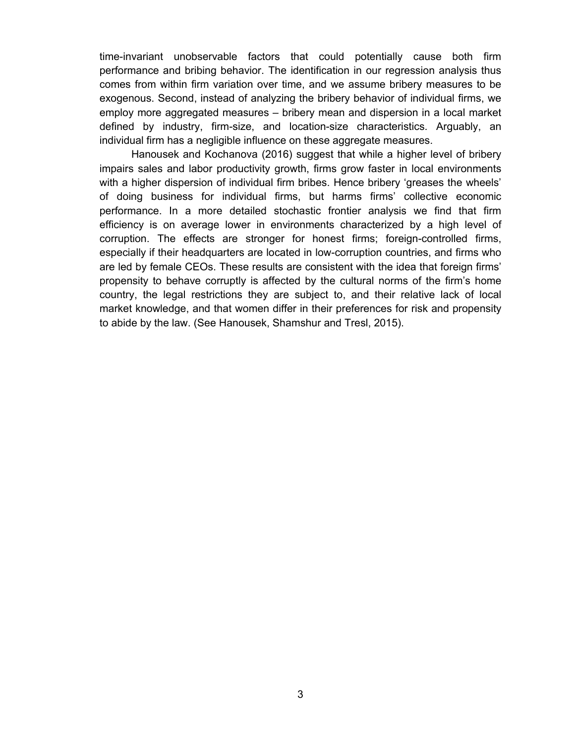time-invariant unobservable factors that could potentially cause both firm performance and bribing behavior. The identification in our regression analysis thus comes from within firm variation over time, and we assume bribery measures to be exogenous. Second, instead of analyzing the bribery behavior of individual firms, we employ more aggregated measures – bribery mean and dispersion in a local market defined by industry, firm-size, and location-size characteristics. Arguably, an individual firm has a negligible influence on these aggregate measures.

Hanousek and Kochanova (2016) suggest that while a higher level of bribery impairs sales and labor productivity growth, firms grow faster in local environments with a higher dispersion of individual firm bribes. Hence bribery 'greases the wheels' of doing business for individual firms, but harms firms' collective economic performance. In a more detailed stochastic frontier analysis we find that firm efficiency is on average lower in environments characterized by a high level of corruption. The effects are stronger for honest firms; foreign-controlled firms, especially if their headquarters are located in low-corruption countries, and firms who are led by female CEOs. These results are consistent with the idea that foreign firms' propensity to behave corruptly is affected by the cultural norms of the firm's home country, the legal restrictions they are subject to, and their relative lack of local market knowledge, and that women differ in their preferences for risk and propensity to abide by the law. (See Hanousek, Shamshur and Tresl, 2015).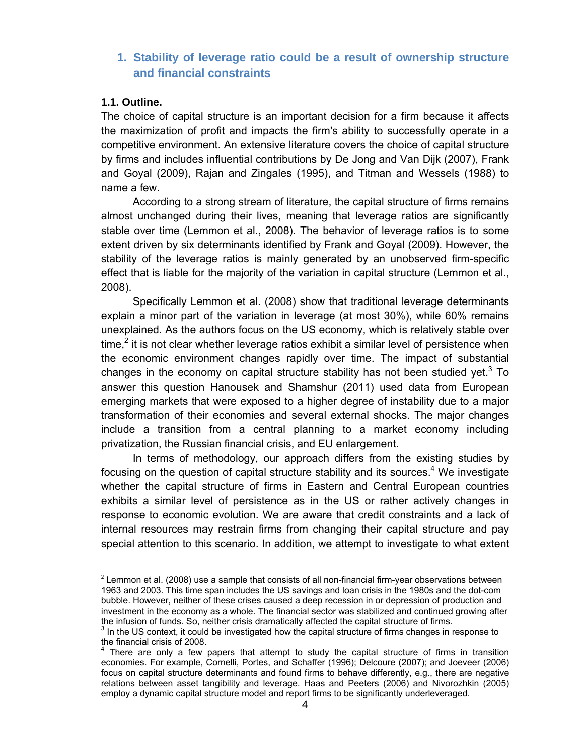## 1. Stability of leverage ratio could be a result of ownership structure and financial constraints

### 1.1. Outline.

The choice of capital structure is an important decision for a firm because it affects the maximization of profit and impacts the firm's ability to successfully operate in a competitive environment. An extensive literature covers the choice of capital structure by firms and includes influential contributions by De Jong and Van Dijk (2007), Frank and Goyal (2009), Rajan and Zingales (1995), and Titman and Wessels (1988) to name a few.

According to a strong stream of literature, the capital structure of firms remains almost unchanged during their lives, meaning that leverage ratios are significantly stable over time (Lemmon et al., 2008). The behavior of leverage ratios is to some extent driven by six determinants identified by Frank and Goyal (2009). However, the stability of the leverage ratios is mainly generated by an unobserved firm-specific effect that is liable for the majority of the variation in capital structure (Lemmon et al., 2008).

Specifically Lemmon et al. (2008) show that traditional leverage determinants explain a minor part of the variation in leverage (at most 30%), while 60% remains unexplained. As the authors focus on the US economy, which is relatively stable over time,[2] it is not clear whether leverage ratios exhibit a similar level of persistence when the economic environment changes rapidly over time. The impact of substantial changes in the economy on capital structure stability has not been studied yet.[3] To answer this question Hanousek and Shamshur (2011) used data from European emerging markets that were exposed to a higher degree of instability due to a major transformation of their economies and several external shocks. The major changes include a transition from a central planning to a market economy including privatization, the Russian financial crisis, and EU enlargement.

In terms of methodology, our approach differs from the existing studies by focusing on the question of capital structure stability and its sources.[4] We investigate whether the capital structure of firms in Eastern and Central European countries exhibits a similar level of persistence as in the US or rather actively changes in response to economic evolution. We are aware that credit constraints and a lack of internal resources may restrain firms from changing their capital structure and pay special attention to this scenario. In addition, we attempt to investigate to what extent

---

[2] Lemmon et al. (2008) use a sample that consists of all non-financial firm-year observations between 1963 and 2003. This time span includes the US savings and loan crisis in the 1980s and the dot-com bubble. However, neither of these crises caused a deep recession in or depression of production and investment in the economy as a whole. The financial sector was stabilized and continued growing after the infusion of funds. So, neither crisis dramatically affected the capital structure of firms.

[3] In the US context, it could be investigated how the capital structure of firms changes in response to the financial crisis of 2008.

[4] There are only a few papers that attempt to study the capital structure of firms in transition economies. For example, Cornelli, Portes, and Schaffer (1996); Delcoure (2007); and Joeveer (2006) focus on capital structure determinants and found firms to behave differently, e.g., there are negative relations between asset tangibility and leverage. Haas and Peeters (2006) and Nivorozhkin (2005) employ a dynamic capital structure model and report firms to be significantly underleveraged.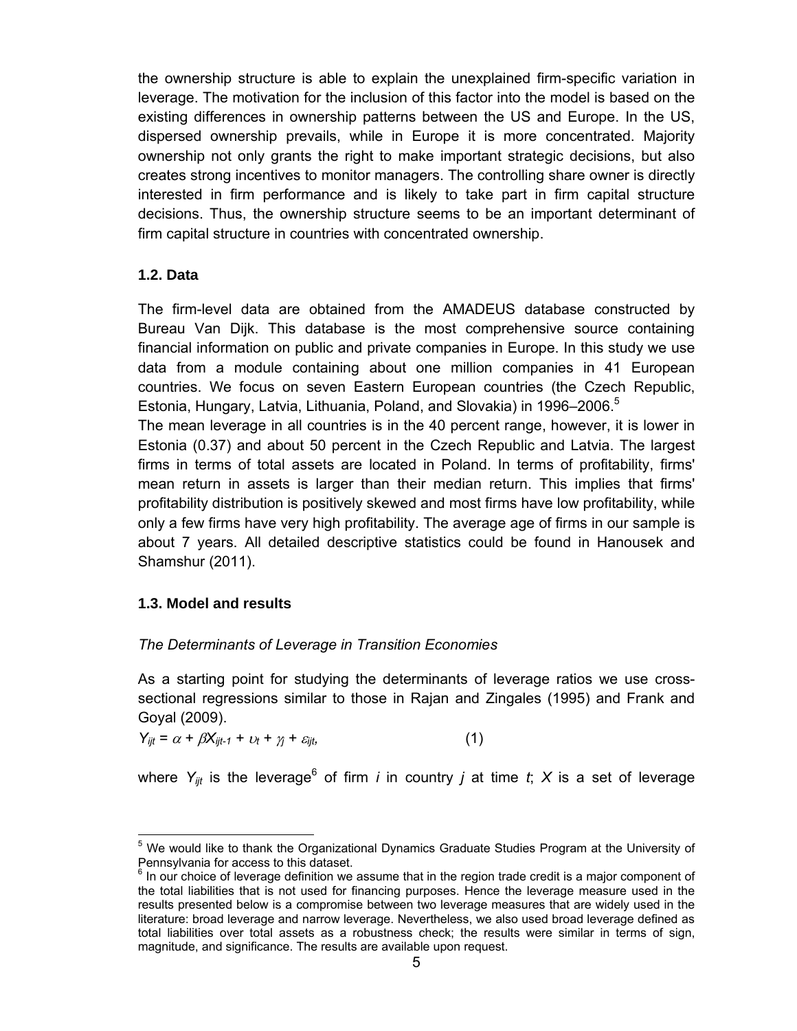the ownership structure is able to explain the unexplained firm-specific variation in leverage. The motivation for the inclusion of this factor into the model is based on the existing differences in ownership patterns between the US and Europe. In the US, dispersed ownership prevails, while in Europe it is more concentrated. Majority ownership not only grants the right to make important strategic decisions, but also creates strong incentives to monitor managers. The controlling share owner is directly interested in firm performance and is likely to take part in firm capital structure decisions. Thus, the ownership structure seems to be an important determinant of firm capital structure in countries with concentrated ownership.

### 1.2. Data

The firm-level data are obtained from the AMADEUS database constructed by Bureau Van Dijk. This database is the most comprehensive source containing financial information on public and private companies in Europe. In this study we use data from a module containing about one million companies in 41 European countries. We focus on seven Eastern European countries (the Czech Republic, Estonia, Hungary, Latvia, Lithuania, Poland, and Slovakia) in 1996–2006.[5]

The mean leverage in all countries is in the 40 percent range, however, it is lower in Estonia (0.37) and about 50 percent in the Czech Republic and Latvia. The largest firms in terms of total assets are located in Poland. In terms of profitability, firms' mean return in assets is larger than their median return. This implies that firms' profitability distribution is positively skewed and most firms have low profitability, while only a few firms have very high profitability. The average age of firms in our sample is about 7 years. All detailed descriptive statistics could be found in Hanousek and Shamshur (2011).

### 1.3. Model and results

*The Determinants of Leverage in Transition Economies*

As a starting point for studying the determinants of leverage ratios we use cross-sectional regressions similar to those in Rajan and Zingales (1995) and Frank and Goyal (2009).

$$Y_{ijt} = \alpha + \beta X_{ijt-1} + \upsilon_t + \gamma_j + \varepsilon_{ijt}, \qquad (1)$$

where $Y_{ijt}$ is the leverage[6] of firm $i$ in country $j$ at time $t$; $X$ is a set of leverage

---

[5] We would like to thank the Organizational Dynamics Graduate Studies Program at the University of Pennsylvania for access to this dataset.

[6] In our choice of leverage definition we assume that in the region trade credit is a major component of the total liabilities that is not used for financing purposes. Hence the leverage measure used in the results presented below is a compromise between two leverage measures that are widely used in the literature: broad leverage and narrow leverage. Nevertheless, we also used broad leverage defined as total liabilities over total assets as a robustness check; the results were similar in terms of sign, magnitude, and significance. The results are available upon request.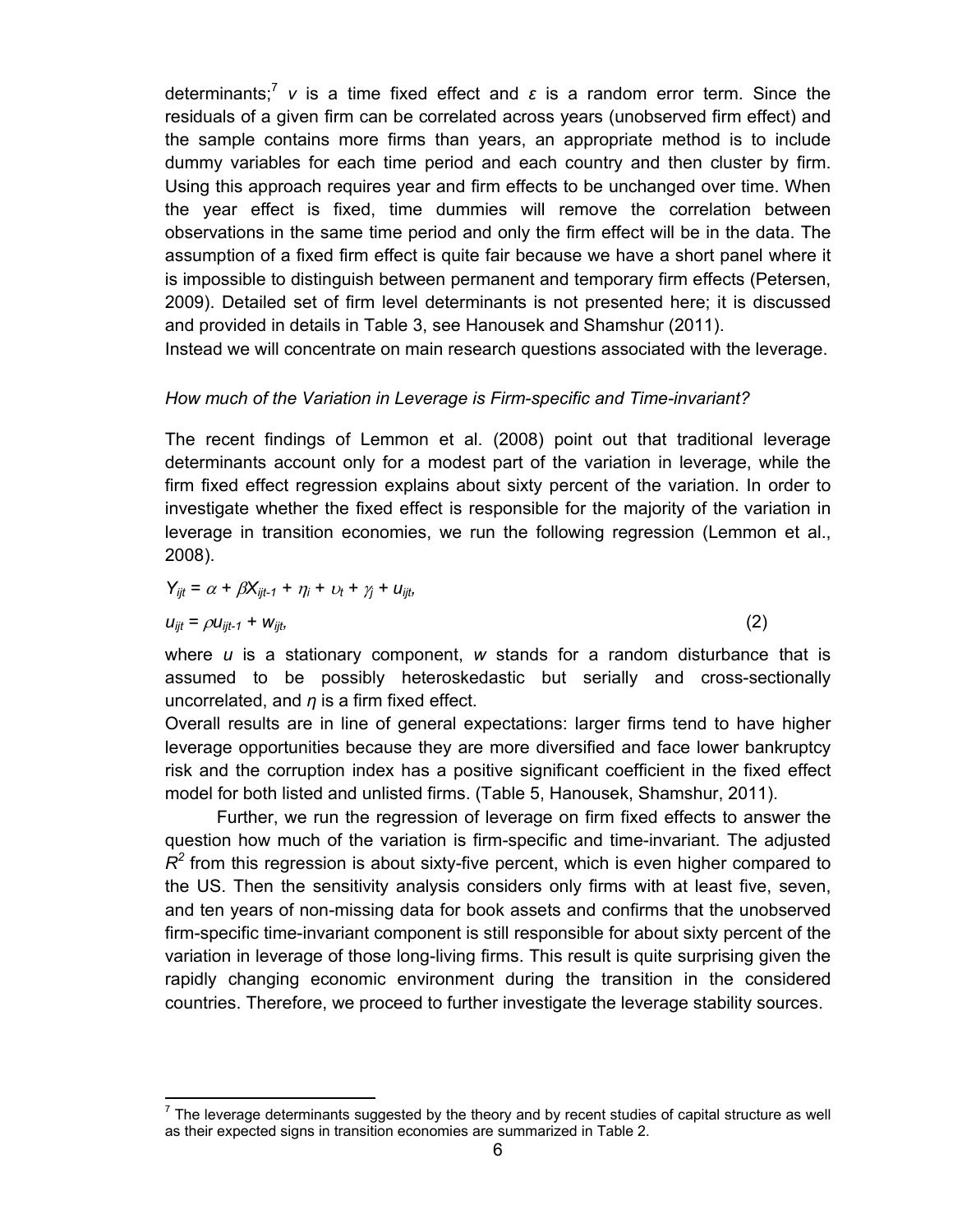determinants;[7] $v$ is a time fixed effect and $\varepsilon$ is a random error term. Since the residuals of a given firm can be correlated across years (unobserved firm effect) and the sample contains more firms than years, an appropriate method is to include dummy variables for each time period and each country and then cluster by firm. Using this approach requires year and firm effects to be unchanged over time. When the year effect is fixed, time dummies will remove the correlation between observations in the same time period and only the firm effect will be in the data. The assumption of a fixed firm effect is quite fair because we have a short panel where it is impossible to distinguish between permanent and temporary firm effects (Petersen, 2009). Detailed set of firm level determinants is not presented here; it is discussed and provided in details in Table 3, see Hanousek and Shamshur (2011).

Instead we will concentrate on main research questions associated with the leverage.

*How much of the Variation in Leverage is Firm-specific and Time-invariant?*

The recent findings of Lemmon et al. (2008) point out that traditional leverage determinants account only for a modest part of the variation in leverage, while the firm fixed effect regression explains about sixty percent of the variation. In order to investigate whether the fixed effect is responsible for the majority of the variation in leverage in transition economies, we run the following regression (Lemmon et al., 2008).

$$Y_{ijt} = \alpha + \beta X_{ijt-1} + \eta_i + \upsilon_t + \gamma_j + u_{ijt},$$

$$u_{ijt} = \rho u_{ijt-1} + w_{ijt}, \qquad (2)$$

where $u$ is a stationary component, $w$ stands for a random disturbance that is assumed to be possibly heteroskedastic but serially and cross-sectionally uncorrelated, and $\eta$ is a firm fixed effect.

Overall results are in line of general expectations: larger firms tend to have higher leverage opportunities because they are more diversified and face lower bankruptcy risk and the corruption index has a positive significant coefficient in the fixed effect model for both listed and unlisted firms. (Table 5, Hanousek, Shamshur, 2011).

Further, we run the regression of leverage on firm fixed effects to answer the question how much of the variation is firm-specific and time-invariant. The adjusted $R^2$ from this regression is about sixty-five percent, which is even higher compared to the US. Then the sensitivity analysis considers only firms with at least five, seven, and ten years of non-missing data for book assets and confirms that the unobserved firm-specific time-invariant component is still responsible for about sixty percent of the variation in leverage of those long-living firms. This result is quite surprising given the rapidly changing economic environment during the transition in the considered countries. Therefore, we proceed to further investigate the leverage stability sources.

[7] The leverage determinants suggested by the theory and by recent studies of capital structure as well as their expected signs in transition economies are summarized in Table 2.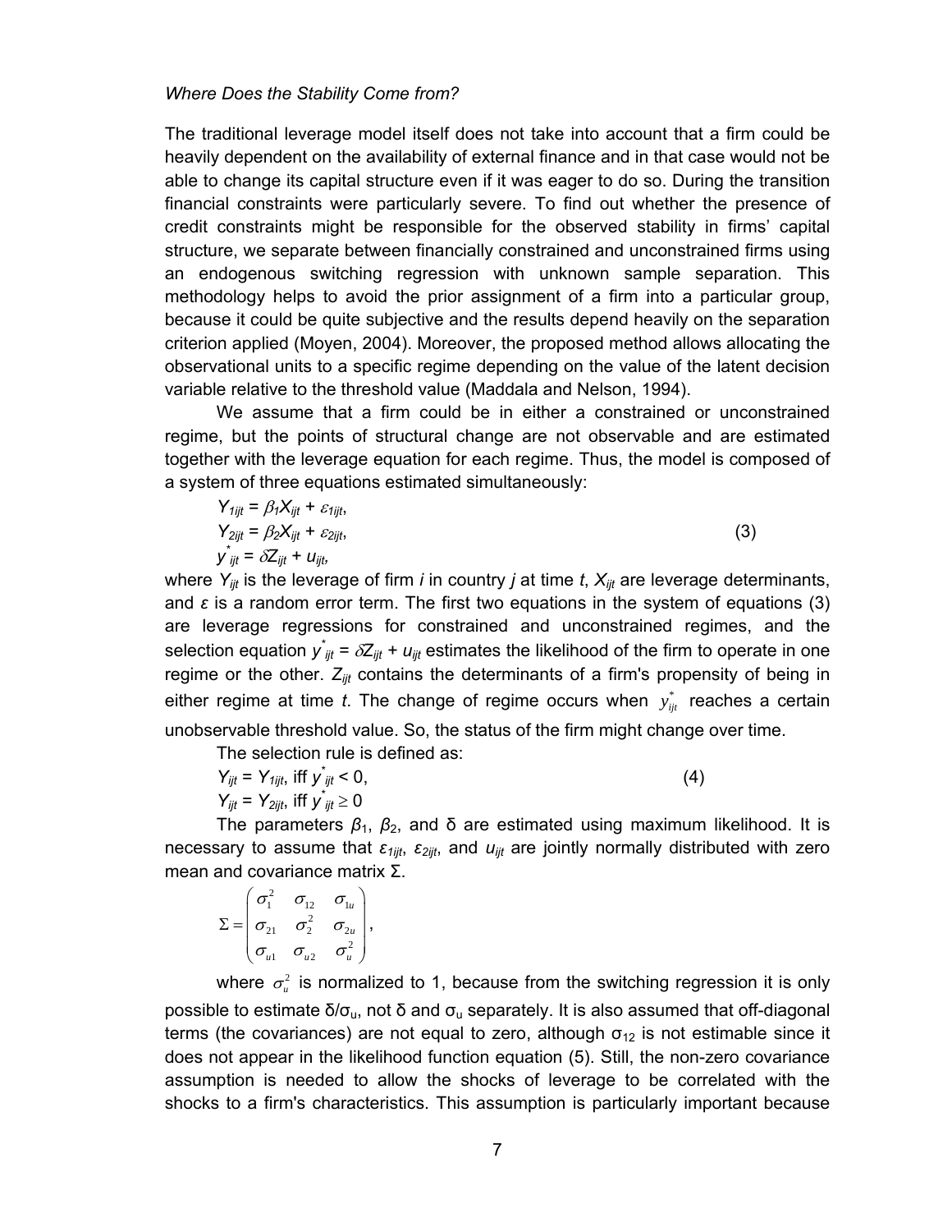*Where Does the Stability Come from?*

The traditional leverage model itself does not take into account that a firm could be heavily dependent on the availability of external finance and in that case would not be able to change its capital structure even if it was eager to do so. During the transition financial constraints were particularly severe. To find out whether the presence of credit constraints might be responsible for the observed stability in firms' capital structure, we separate between financially constrained and unconstrained firms using an endogenous switching regression with unknown sample separation. This methodology helps to avoid the prior assignment of a firm into a particular group, because it could be quite subjective and the results depend heavily on the separation criterion applied (Moyen, 2004). Moreover, the proposed method allows allocating the observational units to a specific regime depending on the value of the latent decision variable relative to the threshold value (Maddala and Nelson, 1994).

We assume that a firm could be in either a constrained or unconstrained regime, but the points of structural change are not observable and are estimated together with the leverage equation for each regime. Thus, the model is composed of a system of three equations estimated simultaneously:

$$
\begin{aligned}
Y_{1ijt} &= \beta_1 X_{ijt} + \varepsilon_{1ijt}, \\
Y_{2ijt} &= \beta_2 X_{ijt} + \varepsilon_{2ijt}, \\
y^*_{ijt} &= \delta Z_{ijt} + u_{ijt},
\end{aligned}
\tag{3}
$$

where $Y_{ijt}$ is the leverage of firm $i$ in country $j$ at time $t$, $X_{ijt}$ are leverage determinants, and $\varepsilon$ is a random error term. The first two equations in the system of equations (3) are leverage regressions for constrained and unconstrained regimes, and the selection equation $y^*_{ijt} = \delta Z_{ijt} + u_{ijt}$ estimates the likelihood of the firm to operate in one regime or the other. $Z_{ijt}$ contains the determinants of a firm's propensity of being in either regime at time $t$. The change of regime occurs when $y^*_{ijt}$ reaches a certain unobservable threshold value. So, the status of the firm might change over time.

The selection rule is defined as:

$$
\begin{aligned}
Y_{ijt} &= Y_{1ijt}, \text{ iff } y^*_{ijt} < 0, \\
Y_{ijt} &= Y_{2ijt}, \text{ iff } y^*_{ijt} \geq 0
\end{aligned}
\tag{4}
$$

The parameters $\beta_1$, $\beta_2$, and $\delta$ are estimated using maximum likelihood. It is necessary to assume that $\varepsilon_{1ijt}$, $\varepsilon_{2ijt}$, and $u_{ijt}$ are jointly normally distributed with zero mean and covariance matrix $\Sigma$.

$$
\Sigma = \begin{pmatrix} \sigma_1^2 & \sigma_{12} & \sigma_{1u} \\ \sigma_{21} & \sigma_2^2 & \sigma_{2u} \\ \sigma_{u1} & \sigma_{u2} & \sigma_u^2 \end{pmatrix},
$$

where $\sigma_u^2$ is normalized to 1, because from the switching regression it is only possible to estimate $\delta/\sigma_u$, not $\delta$ and $\sigma_u$ separately. It is also assumed that off-diagonal terms (the covariances) are not equal to zero, although $\sigma_{12}$ is not estimable since it does not appear in the likelihood function equation (5). Still, the non-zero covariance assumption is needed to allow the shocks of leverage to be correlated with the shocks to a firm's characteristics. This assumption is particularly important because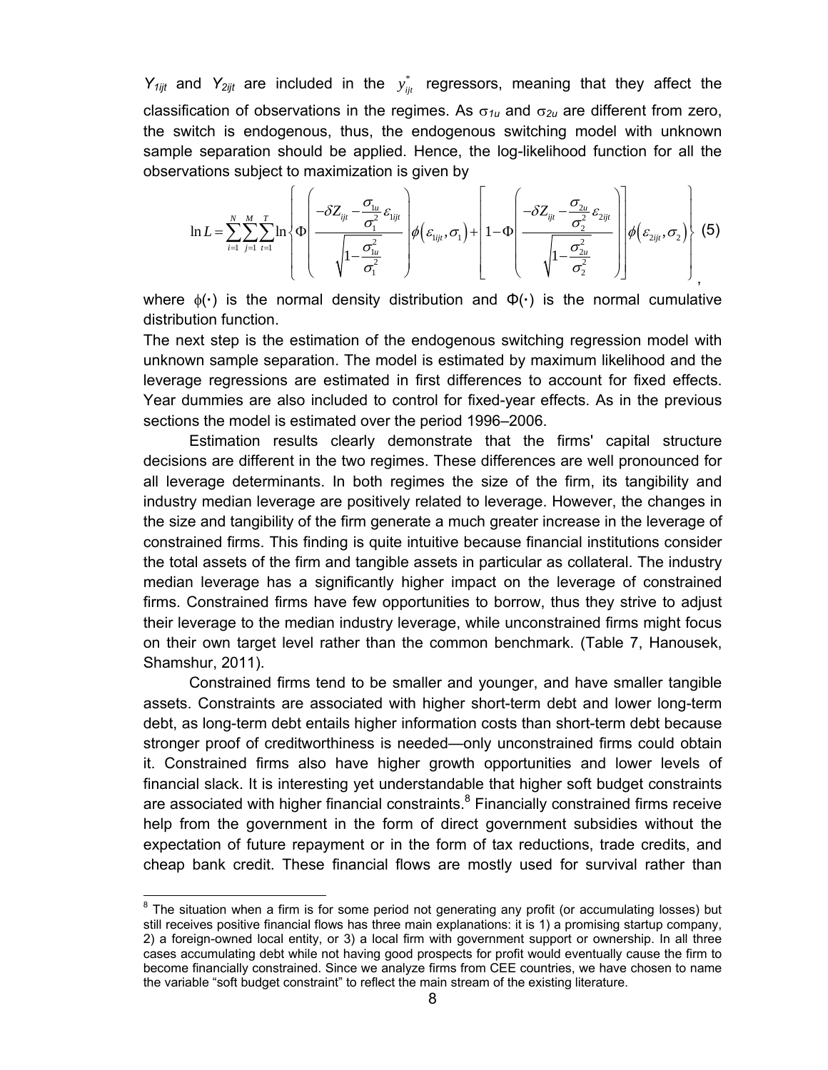$Y_{1ijt}$ and $Y_{2ijt}$ are included in the $y^*_{ijt}$ regressors, meaning that they affect the classification of observations in the regimes. As $\sigma_{1u}$ and $\sigma_{2u}$ are different from zero, the switch is endogenous, thus, the endogenous switching model with unknown sample separation should be applied. Hence, the log-likelihood function for all the observations subject to maximization is given by

$$\ln L = \sum_{i=1}^{N}\sum_{j=1}^{M}\sum_{t=1}^{T}\ln\left\{\Phi\left(\frac{-\delta Z_{ijt} - \frac{\sigma_{1u}}{\sigma_1^2}\varepsilon_{1ijt}}{\sqrt{1-\frac{\sigma_{1u}^2}{\sigma_1^2}}}\right)\phi\left(\varepsilon_{1ijt},\sigma_1\right) + \left[1-\Phi\left(\frac{-\delta Z_{ijt} - \frac{\sigma_{2u}}{\sigma_2^2}\varepsilon_{2ijt}}{\sqrt{1-\frac{\sigma_{2u}^2}{\sigma_2^2}}}\right)\right]\phi\left(\varepsilon_{2ijt},\sigma_2\right)\right\} \quad (5)$$

where $\phi(\cdot)$ is the normal density distribution and $\Phi(\cdot)$ is the normal cumulative distribution function.

The next step is the estimation of the endogenous switching regression model with unknown sample separation. The model is estimated by maximum likelihood and the leverage regressions are estimated in first differences to account for fixed effects. Year dummies are also included to control for fixed-year effects. As in the previous sections the model is estimated over the period 1996–2006.

Estimation results clearly demonstrate that the firms' capital structure decisions are different in the two regimes. These differences are well pronounced for all leverage determinants. In both regimes the size of the firm, its tangibility and industry median leverage are positively related to leverage. However, the changes in the size and tangibility of the firm generate a much greater increase in the leverage of constrained firms. This finding is quite intuitive because financial institutions consider the total assets of the firm and tangible assets in particular as collateral. The industry median leverage has a significantly higher impact on the leverage of constrained firms. Constrained firms have few opportunities to borrow, thus they strive to adjust their leverage to the median industry leverage, while unconstrained firms might focus on their own target level rather than the common benchmark. (Table 7, Hanousek, Shamshur, 2011).

Constrained firms tend to be smaller and younger, and have smaller tangible assets. Constraints are associated with higher short-term debt and lower long-term debt, as long-term debt entails higher information costs than short-term debt because stronger proof of creditworthiness is needed—only unconstrained firms could obtain it. Constrained firms also have higher growth opportunities and lower levels of financial slack. It is interesting yet understandable that higher soft budget constraints are associated with higher financial constraints.[8] Financially constrained firms receive help from the government in the form of direct government subsidies without the expectation of future repayment or in the form of tax reductions, trade credits, and cheap bank credit. These financial flows are mostly used for survival rather than

---

[8] The situation when a firm is for some period not generating any profit (or accumulating losses) but still receives positive financial flows has three main explanations: it is 1) a promising startup company, 2) a foreign-owned local entity, or 3) a local firm with government support or ownership. In all three cases accumulating debt while not having good prospects for profit would eventually cause the firm to become financially constrained. Since we analyze firms from CEE countries, we have chosen to name the variable "soft budget constraint" to reflect the main stream of the existing literature.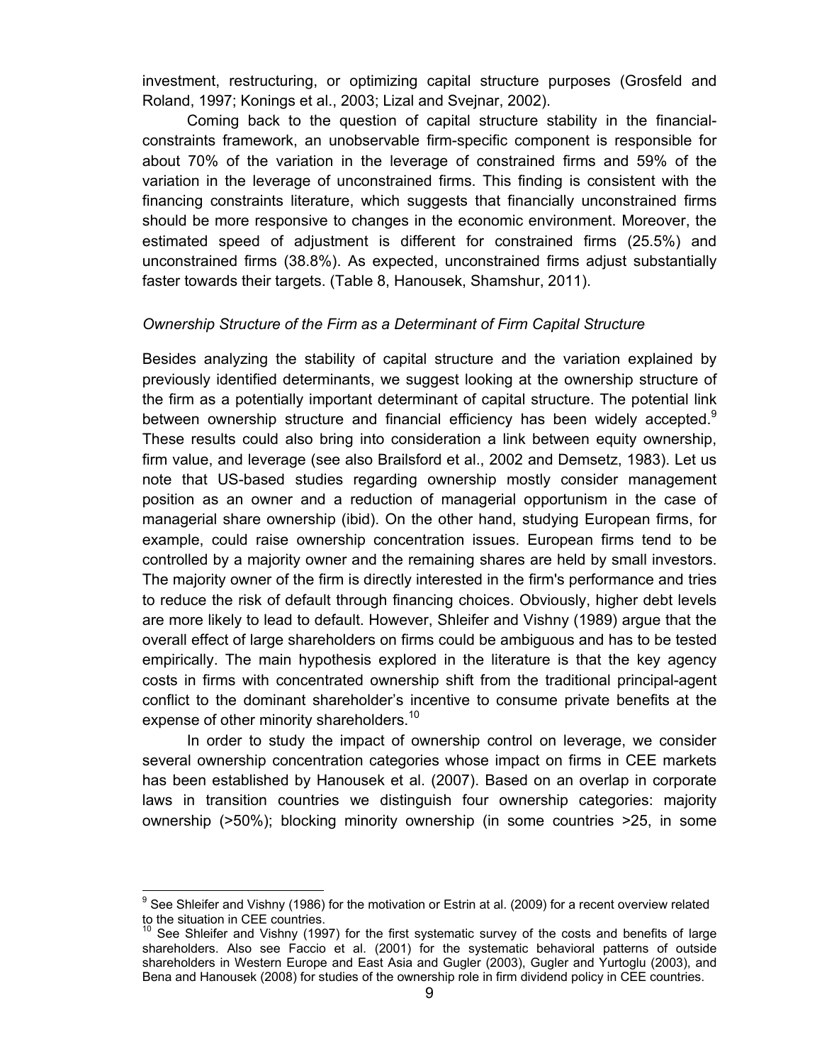investment, restructuring, or optimizing capital structure purposes (Grosfeld and Roland, 1997; Konings et al., 2003; Lizal and Svejnar, 2002).

Coming back to the question of capital structure stability in the financial-constraints framework, an unobservable firm-specific component is responsible for about 70% of the variation in the leverage of constrained firms and 59% of the variation in the leverage of unconstrained firms. This finding is consistent with the financing constraints literature, which suggests that financially unconstrained firms should be more responsive to changes in the economic environment. Moreover, the estimated speed of adjustment is different for constrained firms (25.5%) and unconstrained firms (38.8%). As expected, unconstrained firms adjust substantially faster towards their targets. (Table 8, Hanousek, Shamshur, 2011).

*Ownership Structure of the Firm as a Determinant of Firm Capital Structure*

Besides analyzing the stability of capital structure and the variation explained by previously identified determinants, we suggest looking at the ownership structure of the firm as a potentially important determinant of capital structure. The potential link between ownership structure and financial efficiency has been widely accepted.[9] These results could also bring into consideration a link between equity ownership, firm value, and leverage (see also Brailsford et al., 2002 and Demsetz, 1983). Let us note that US-based studies regarding ownership mostly consider management position as an owner and a reduction of managerial opportunism in the case of managerial share ownership (ibid). On the other hand, studying European firms, for example, could raise ownership concentration issues. European firms tend to be controlled by a majority owner and the remaining shares are held by small investors. The majority owner of the firm is directly interested in the firm's performance and tries to reduce the risk of default through financing choices. Obviously, higher debt levels are more likely to lead to default. However, Shleifer and Vishny (1989) argue that the overall effect of large shareholders on firms could be ambiguous and has to be tested empirically. The main hypothesis explored in the literature is that the key agency costs in firms with concentrated ownership shift from the traditional principal-agent conflict to the dominant shareholder's incentive to consume private benefits at the expense of other minority shareholders.[10]

In order to study the impact of ownership control on leverage, we consider several ownership concentration categories whose impact on firms in CEE markets has been established by Hanousek et al. (2007). Based on an overlap in corporate laws in transition countries we distinguish four ownership categories: majority ownership (>50%); blocking minority ownership (in some countries >25, in some

[9] See Shleifer and Vishny (1986) for the motivation or Estrin at al. (2009) for a recent overview related to the situation in CEE countries.

[10] See Shleifer and Vishny (1997) for the first systematic survey of the costs and benefits of large shareholders. Also see Faccio et al. (2001) for the systematic behavioral patterns of outside shareholders in Western Europe and East Asia and Gugler (2003), Gugler and Yurtoglu (2003), and Bena and Hanousek (2008) for studies of the ownership role in firm dividend policy in CEE countries.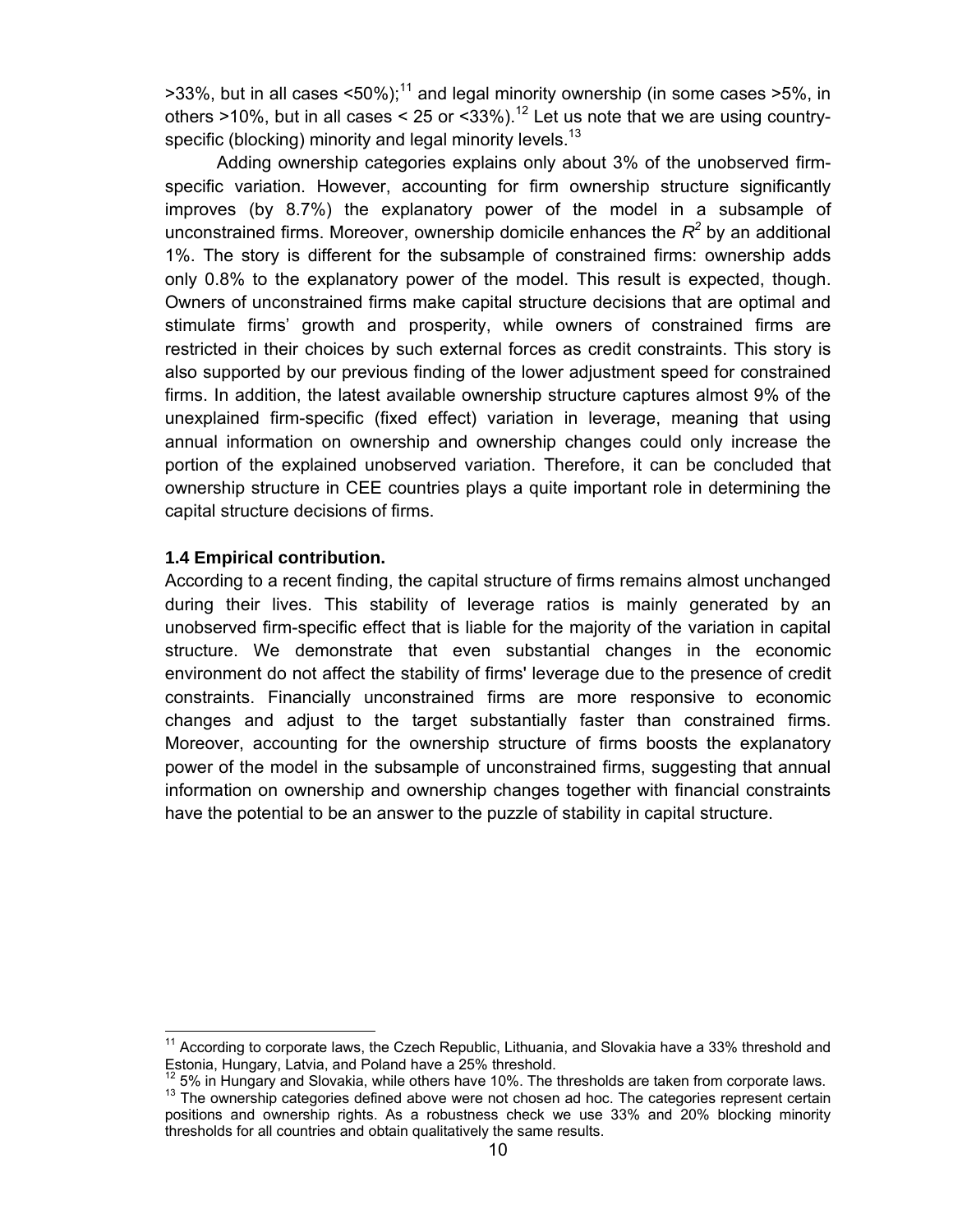>33%, but in all cases <50%);[11] and legal minority ownership (in some cases >5%, in others >10%, but in all cases < 25 or <33%).[12] Let us note that we are using country-specific (blocking) minority and legal minority levels.[13]

Adding ownership categories explains only about 3% of the unobserved firm-specific variation. However, accounting for firm ownership structure significantly improves (by 8.7%) the explanatory power of the model in a subsample of unconstrained firms. Moreover, ownership domicile enhances the $R^2$ by an additional 1%. The story is different for the subsample of constrained firms: ownership adds only 0.8% to the explanatory power of the model. This result is expected, though. Owners of unconstrained firms make capital structure decisions that are optimal and stimulate firms' growth and prosperity, while owners of constrained firms are restricted in their choices by such external forces as credit constraints. This story is also supported by our previous finding of the lower adjustment speed for constrained firms. In addition, the latest available ownership structure captures almost 9% of the unexplained firm-specific (fixed effect) variation in leverage, meaning that using annual information on ownership and ownership changes could only increase the portion of the explained unobserved variation. Therefore, it can be concluded that ownership structure in CEE countries plays a quite important role in determining the capital structure decisions of firms.

**1.4 Empirical contribution.**

According to a recent finding, the capital structure of firms remains almost unchanged during their lives. This stability of leverage ratios is mainly generated by an unobserved firm-specific effect that is liable for the majority of the variation in capital structure. We demonstrate that even substantial changes in the economic environment do not affect the stability of firms' leverage due to the presence of credit constraints. Financially unconstrained firms are more responsive to economic changes and adjust to the target substantially faster than constrained firms. Moreover, accounting for the ownership structure of firms boosts the explanatory power of the model in the subsample of unconstrained firms, suggesting that annual information on ownership and ownership changes together with financial constraints have the potential to be an answer to the puzzle of stability in capital structure.

---

[11] According to corporate laws, the Czech Republic, Lithuania, and Slovakia have a 33% threshold and Estonia, Hungary, Latvia, and Poland have a 25% threshold.

[12] 5% in Hungary and Slovakia, while others have 10%. The thresholds are taken from corporate laws.

[13] The ownership categories defined above were not chosen ad hoc. The categories represent certain positions and ownership rights. As a robustness check we use 33% and 20% blocking minority thresholds for all countries and obtain qualitatively the same results.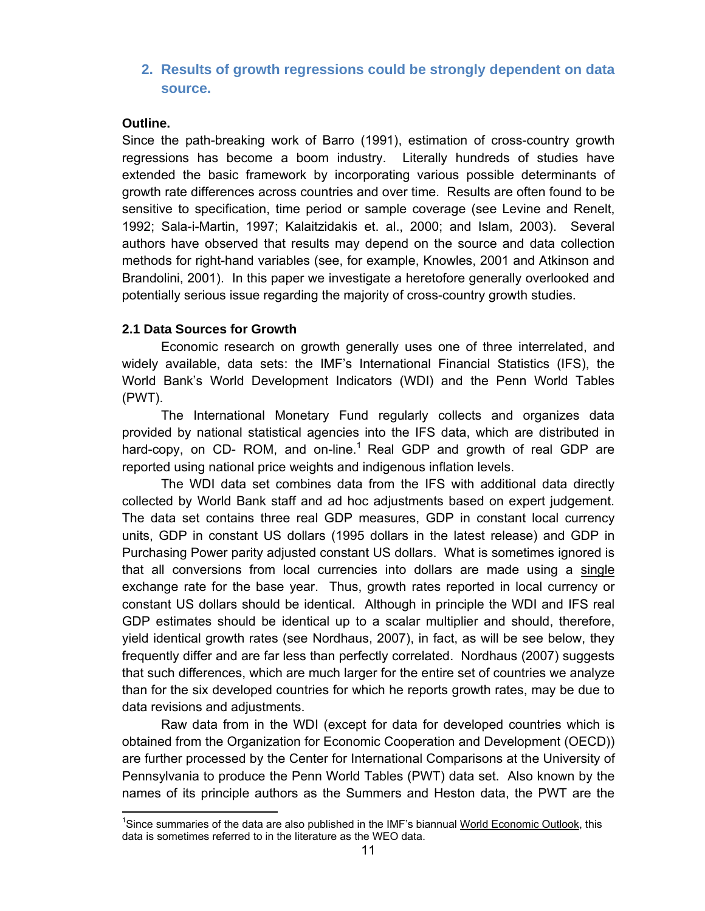## 2. Results of growth regressions could be strongly dependent on data source.

**Outline.**

Since the path-breaking work of Barro (1991), estimation of cross-country growth regressions has become a boom industry. Literally hundreds of studies have extended the basic framework by incorporating various possible determinants of growth rate differences across countries and over time. Results are often found to be sensitive to specification, time period or sample coverage (see Levine and Renelt, 1992; Sala-i-Martin, 1997; Kalaitzidakis et. al., 2000; and Islam, 2003). Several authors have observed that results may depend on the source and data collection methods for right-hand variables (see, for example, Knowles, 2001 and Atkinson and Brandolini, 2001). In this paper we investigate a heretofore generally overlooked and potentially serious issue regarding the majority of cross-country growth studies.

### 2.1 Data Sources for Growth

Economic research on growth generally uses one of three interrelated, and widely available, data sets: the IMF's International Financial Statistics (IFS), the World Bank's World Development Indicators (WDI) and the Penn World Tables (PWT).

The International Monetary Fund regularly collects and organizes data provided by national statistical agencies into the IFS data, which are distributed in hard-copy, on CD- ROM, and on-line.[1] Real GDP and growth of real GDP are reported using national price weights and indigenous inflation levels.

The WDI data set combines data from the IFS with additional data directly collected by World Bank staff and ad hoc adjustments based on expert judgement. The data set contains three real GDP measures, GDP in constant local currency units, GDP in constant US dollars (1995 dollars in the latest release) and GDP in Purchasing Power parity adjusted constant US dollars. What is sometimes ignored is that all conversions from local currencies into dollars are made using a single exchange rate for the base year. Thus, growth rates reported in local currency or constant US dollars should be identical. Although in principle the WDI and IFS real GDP estimates should be identical up to a scalar multiplier and should, therefore, yield identical growth rates (see Nordhaus, 2007), in fact, as will be see below, they frequently differ and are far less than perfectly correlated. Nordhaus (2007) suggests that such differences, which are much larger for the entire set of countries we analyze than for the six developed countries for which he reports growth rates, may be due to data revisions and adjustments.

Raw data from in the WDI (except for data for developed countries which is obtained from the Organization for Economic Cooperation and Development (OECD)) are further processed by the Center for International Comparisons at the University of Pennsylvania to produce the Penn World Tables (PWT) data set. Also known by the names of its principle authors as the Summers and Heston data, the PWT are the

[1] Since summaries of the data are also published in the IMF's biannual World Economic Outlook, this data is sometimes referred to in the literature as the WEO data.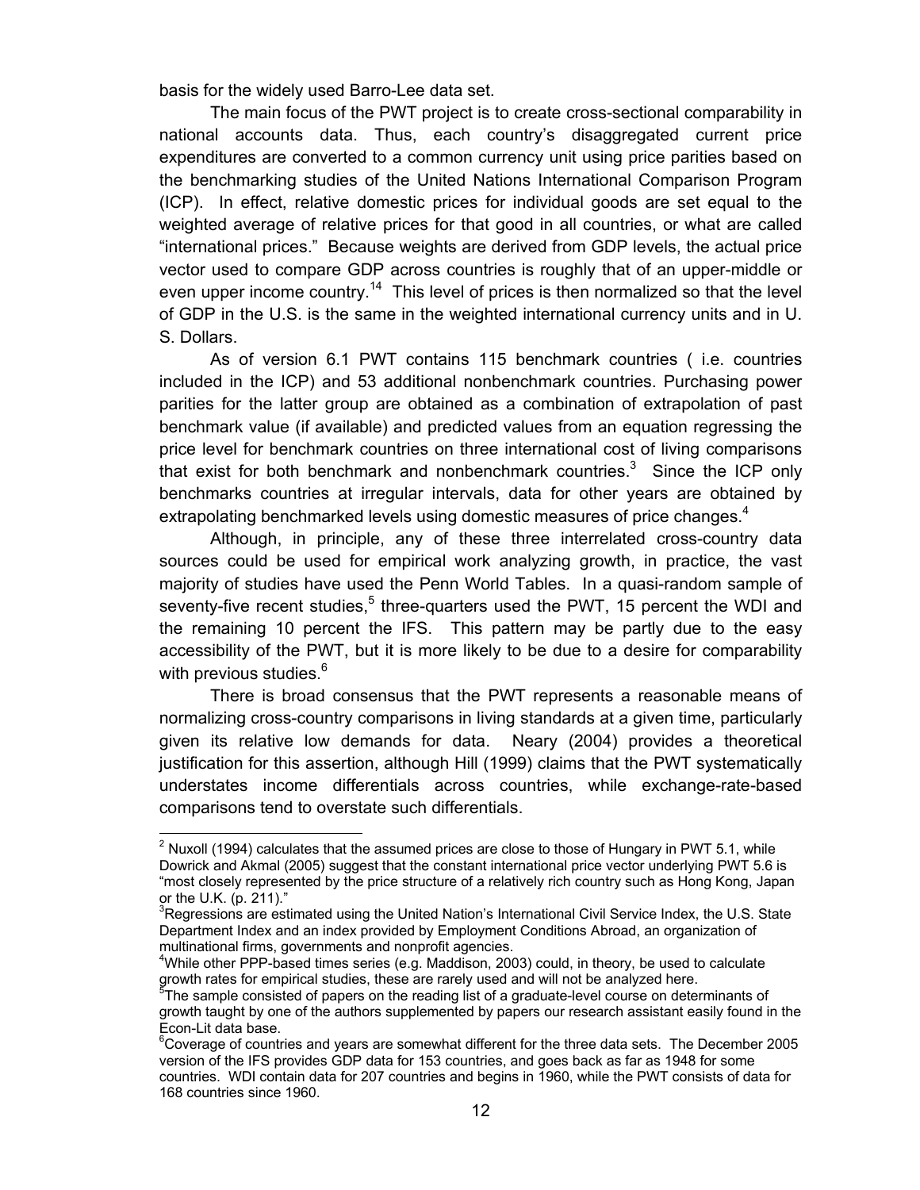basis for the widely used Barro-Lee data set.

The main focus of the PWT project is to create cross-sectional comparability in national accounts data. Thus, each country's disaggregated current price expenditures are converted to a common currency unit using price parities based on the benchmarking studies of the United Nations International Comparison Program (ICP). In effect, relative domestic prices for individual goods are set equal to the weighted average of relative prices for that good in all countries, or what are called "international prices." Because weights are derived from GDP levels, the actual price vector used to compare GDP across countries is roughly that of an upper-middle or even upper income country.[14] This level of prices is then normalized so that the level of GDP in the U.S. is the same in the weighted international currency units and in U. S. Dollars.

As of version 6.1 PWT contains 115 benchmark countries ( i.e. countries included in the ICP) and 53 additional nonbenchmark countries. Purchasing power parities for the latter group are obtained as a combination of extrapolation of past benchmark value (if available) and predicted values from an equation regressing the price level for benchmark countries on three international cost of living comparisons that exist for both benchmark and nonbenchmark countries.[3] Since the ICP only benchmarks countries at irregular intervals, data for other years are obtained by extrapolating benchmarked levels using domestic measures of price changes.[4]

Although, in principle, any of these three interrelated cross-country data sources could be used for empirical work analyzing growth, in practice, the vast majority of studies have used the Penn World Tables. In a quasi-random sample of seventy-five recent studies,[5] three-quarters used the PWT, 15 percent the WDI and the remaining 10 percent the IFS. This pattern may be partly due to the easy accessibility of the PWT, but it is more likely to be due to a desire for comparability with previous studies.[6]

There is broad consensus that the PWT represents a reasonable means of normalizing cross-country comparisons in living standards at a given time, particularly given its relative low demands for data. Neary (2004) provides a theoretical justification for this assertion, although Hill (1999) claims that the PWT systematically understates income differentials across countries, while exchange-rate-based comparisons tend to overstate such differentials.

---

[2] Nuxoll (1994) calculates that the assumed prices are close to those of Hungary in PWT 5.1, while Dowrick and Akmal (2005) suggest that the constant international price vector underlying PWT 5.6 is "most closely represented by the price structure of a relatively rich country such as Hong Kong, Japan or the U.K. (p. 211)."

[3] Regressions are estimated using the United Nation's International Civil Service Index, the U.S. State Department Index and an index provided by Employment Conditions Abroad, an organization of multinational firms, governments and nonprofit agencies.

[4] While other PPP-based times series (e.g. Maddison, 2003) could, in theory, be used to calculate growth rates for empirical studies, these are rarely used and will not be analyzed here.

[5] The sample consisted of papers on the reading list of a graduate-level course on determinants of growth taught by one of the authors supplemented by papers our research assistant easily found in the Econ-Lit data base.

[6] Coverage of countries and years are somewhat different for the three data sets. The December 2005 version of the IFS provides GDP data for 153 countries, and goes back as far as 1948 for some countries. WDI contain data for 207 countries and begins in 1960, while the PWT consists of data for 168 countries since 1960.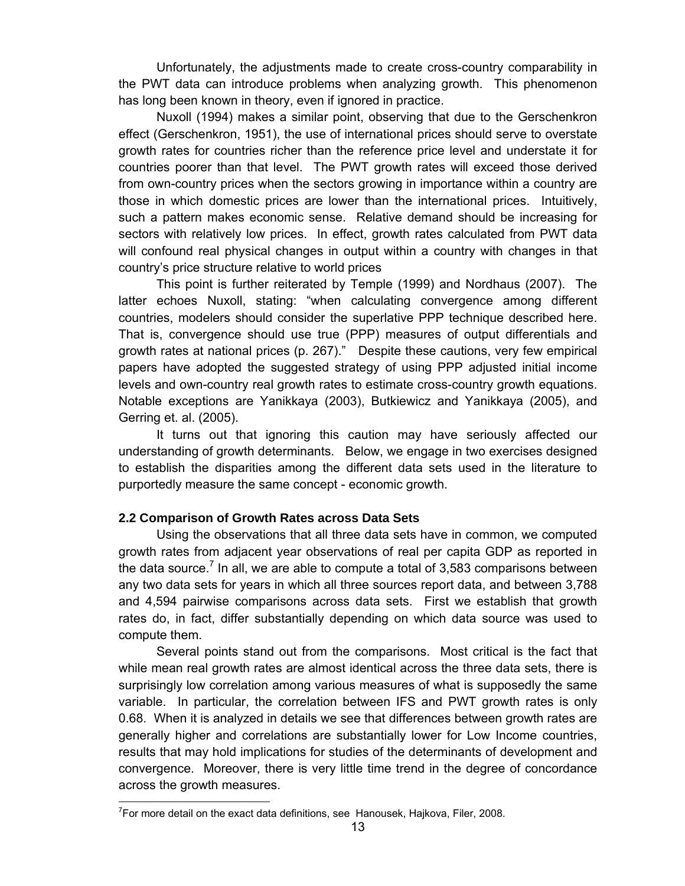Unfortunately, the adjustments made to create cross-country comparability in the PWT data can introduce problems when analyzing growth. This phenomenon has long been known in theory, even if ignored in practice.

Nuxoll (1994) makes a similar point, observing that due to the Gerschenkron effect (Gerschenkron, 1951), the use of international prices should serve to overstate growth rates for countries richer than the reference price level and understate it for countries poorer than that level. The PWT growth rates will exceed those derived from own-country prices when the sectors growing in importance within a country are those in which domestic prices are lower than the international prices. Intuitively, such a pattern makes economic sense. Relative demand should be increasing for sectors with relatively low prices. In effect, growth rates calculated from PWT data will confound real physical changes in output within a country with changes in that country's price structure relative to world prices

This point is further reiterated by Temple (1999) and Nordhaus (2007). The latter echoes Nuxoll, stating: "when calculating convergence among different countries, modelers should consider the superlative PPP technique described here. That is, convergence should use true (PPP) measures of output differentials and growth rates at national prices (p. 267)." Despite these cautions, very few empirical papers have adopted the suggested strategy of using PPP adjusted initial income levels and own-country real growth rates to estimate cross-country growth equations. Notable exceptions are Yanikkaya (2003), Butkiewicz and Yanikkaya (2005), and Gerring et. al. (2005).

It turns out that ignoring this caution may have seriously affected our understanding of growth determinants. Below, we engage in two exercises designed to establish the disparities among the different data sets used in the literature to purportedly measure the same concept - economic growth.

### 2.2 Comparison of Growth Rates across Data Sets

Using the observations that all three data sets have in common, we computed growth rates from adjacent year observations of real per capita GDP as reported in the data source.[7] In all, we are able to compute a total of 3,583 comparisons between any two data sets for years in which all three sources report data, and between 3,788 and 4,594 pairwise comparisons across data sets. First we establish that growth rates do, in fact, differ substantially depending on which data source was used to compute them.

Several points stand out from the comparisons. Most critical is the fact that while mean real growth rates are almost identical across the three data sets, there is surprisingly low correlation among various measures of what is supposedly the same variable. In particular, the correlation between IFS and PWT growth rates is only 0.68. When it is analyzed in details we see that differences between growth rates are generally higher and correlations are substantially lower for Low Income countries, results that may hold implications for studies of the determinants of development and convergence. Moreover, there is very little time trend in the degree of concordance across the growth measures.

[7] For more detail on the exact data definitions, see Hanousek, Hajkova, Filer, 2008.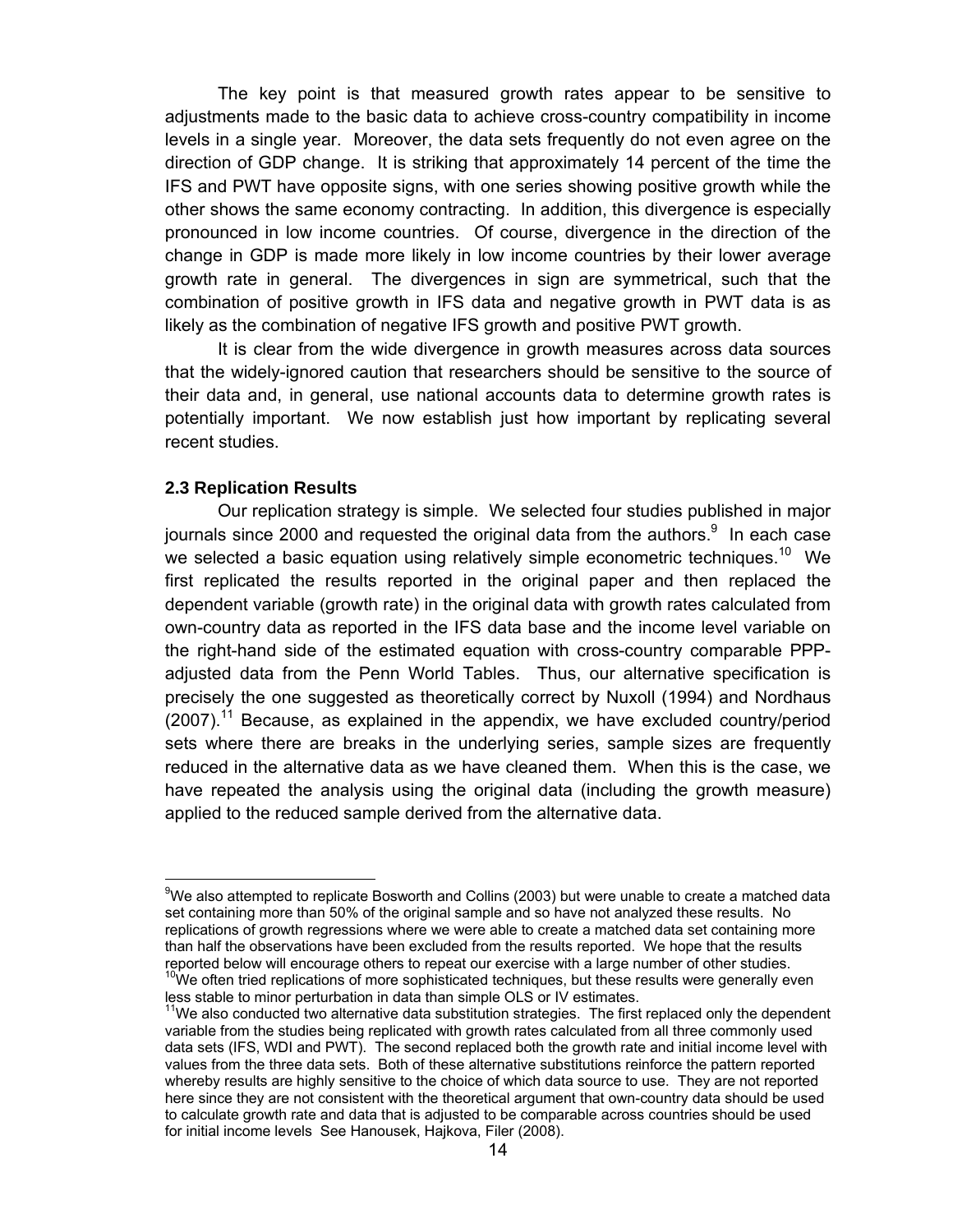The key point is that measured growth rates appear to be sensitive to adjustments made to the basic data to achieve cross-country compatibility in income levels in a single year. Moreover, the data sets frequently do not even agree on the direction of GDP change. It is striking that approximately 14 percent of the time the IFS and PWT have opposite signs, with one series showing positive growth while the other shows the same economy contracting. In addition, this divergence is especially pronounced in low income countries. Of course, divergence in the direction of the change in GDP is made more likely in low income countries by their lower average growth rate in general. The divergences in sign are symmetrical, such that the combination of positive growth in IFS data and negative growth in PWT data is as likely as the combination of negative IFS growth and positive PWT growth.

It is clear from the wide divergence in growth measures across data sources that the widely-ignored caution that researchers should be sensitive to the source of their data and, in general, use national accounts data to determine growth rates is potentially important. We now establish just how important by replicating several recent studies.

### 2.3 Replication Results

Our replication strategy is simple. We selected four studies published in major journals since 2000 and requested the original data from the authors.[9] In each case we selected a basic equation using relatively simple econometric techniques.[10] We first replicated the results reported in the original paper and then replaced the dependent variable (growth rate) in the original data with growth rates calculated from own-country data as reported in the IFS data base and the income level variable on the right-hand side of the estimated equation with cross-country comparable PPP-adjusted data from the Penn World Tables. Thus, our alternative specification is precisely the one suggested as theoretically correct by Nuxoll (1994) and Nordhaus (2007).[11] Because, as explained in the appendix, we have excluded country/period sets where there are breaks in the underlying series, sample sizes are frequently reduced in the alternative data as we have cleaned them. When this is the case, we have repeated the analysis using the original data (including the growth measure) applied to the reduced sample derived from the alternative data.

---

[9]We also attempted to replicate Bosworth and Collins (2003) but were unable to create a matched data set containing more than 50% of the original sample and so have not analyzed these results. No replications of growth regressions where we were able to create a matched data set containing more than half the observations have been excluded from the results reported. We hope that the results reported below will encourage others to repeat our exercise with a large number of other studies.

[10]We often tried replications of more sophisticated techniques, but these results were generally even less stable to minor perturbation in data than simple OLS or IV estimates.

[11]We also conducted two alternative data substitution strategies. The first replaced only the dependent variable from the studies being replicated with growth rates calculated from all three commonly used data sets (IFS, WDI and PWT). The second replaced both the growth rate and initial income level with values from the three data sets. Both of these alternative substitutions reinforce the pattern reported whereby results are highly sensitive to the choice of which data source to use. They are not reported here since they are not consistent with the theoretical argument that own-country data should be used to calculate growth rate and data that is adjusted to be comparable across countries should be used for initial income levels See Hanousek, Hajkova, Filer (2008).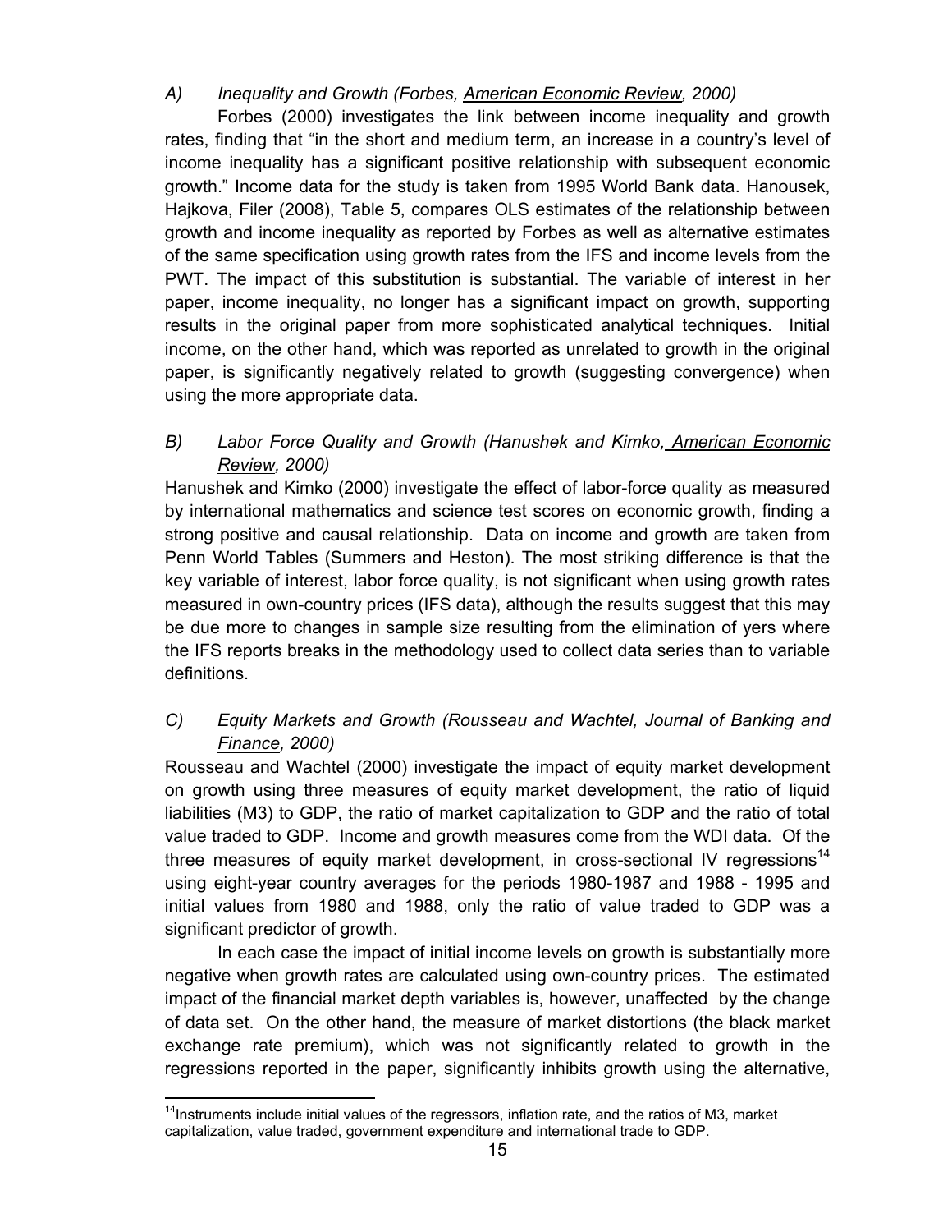*A) Inequality and Growth (Forbes, American Economic Review, 2000)*

Forbes (2000) investigates the link between income inequality and growth rates, finding that "in the short and medium term, an increase in a country's level of income inequality has a significant positive relationship with subsequent economic growth." Income data for the study is taken from 1995 World Bank data. Hanousek, Hajkova, Filer (2008), Table 5, compares OLS estimates of the relationship between growth and income inequality as reported by Forbes as well as alternative estimates of the same specification using growth rates from the IFS and income levels from the PWT. The impact of this substitution is substantial. The variable of interest in her paper, income inequality, no longer has a significant impact on growth, supporting results in the original paper from more sophisticated analytical techniques. Initial income, on the other hand, which was reported as unrelated to growth in the original paper, is significantly negatively related to growth (suggesting convergence) when using the more appropriate data.

*B) Labor Force Quality and Growth (Hanushek and Kimko, American Economic Review, 2000)*

Hanushek and Kimko (2000) investigate the effect of labor-force quality as measured by international mathematics and science test scores on economic growth, finding a strong positive and causal relationship. Data on income and growth are taken from Penn World Tables (Summers and Heston). The most striking difference is that the key variable of interest, labor force quality, is not significant when using growth rates measured in own-country prices (IFS data), although the results suggest that this may be due more to changes in sample size resulting from the elimination of yers where the IFS reports breaks in the methodology used to collect data series than to variable definitions.

*C) Equity Markets and Growth (Rousseau and Wachtel, Journal of Banking and Finance, 2000)*

Rousseau and Wachtel (2000) investigate the impact of equity market development on growth using three measures of equity market development, the ratio of liquid liabilities (M3) to GDP, the ratio of market capitalization to GDP and the ratio of total value traded to GDP. Income and growth measures come from the WDI data. Of the three measures of equity market development, in cross-sectional IV regressions[14] using eight-year country averages for the periods 1980-1987 and 1988 - 1995 and initial values from 1980 and 1988, only the ratio of value traded to GDP was a significant predictor of growth.

In each case the impact of initial income levels on growth is substantially more negative when growth rates are calculated using own-country prices. The estimated impact of the financial market depth variables is, however, unaffected by the change of data set. On the other hand, the measure of market distortions (the black market exchange rate premium), which was not significantly related to growth in the regressions reported in the paper, significantly inhibits growth using the alternative,

[14] Instruments include initial values of the regressors, inflation rate, and the ratios of M3, market capitalization, value traded, government expenditure and international trade to GDP.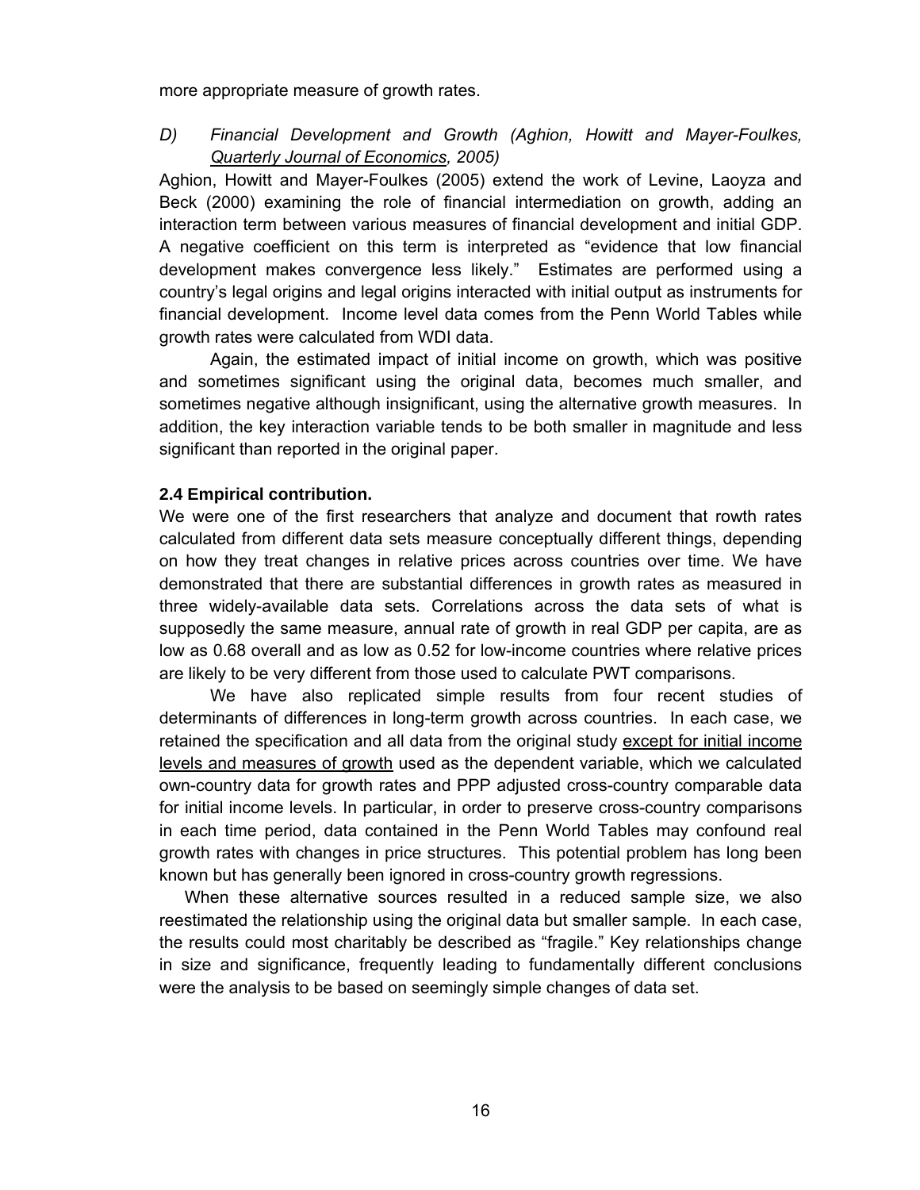more appropriate measure of growth rates.

*D) Financial Development and Growth (Aghion, Howitt and Mayer-Foulkes, Quarterly Journal of Economics, 2005)*

Aghion, Howitt and Mayer-Foulkes (2005) extend the work of Levine, Laoyza and Beck (2000) examining the role of financial intermediation on growth, adding an interaction term between various measures of financial development and initial GDP. A negative coefficient on this term is interpreted as "evidence that low financial development makes convergence less likely." Estimates are performed using a country's legal origins and legal origins interacted with initial output as instruments for financial development. Income level data comes from the Penn World Tables while growth rates were calculated from WDI data.

Again, the estimated impact of initial income on growth, which was positive and sometimes significant using the original data, becomes much smaller, and sometimes negative although insignificant, using the alternative growth measures. In addition, the key interaction variable tends to be both smaller in magnitude and less significant than reported in the original paper.

### 2.4 Empirical contribution.

We were one of the first researchers that analyze and document that rowth rates calculated from different data sets measure conceptually different things, depending on how they treat changes in relative prices across countries over time. We have demonstrated that there are substantial differences in growth rates as measured in three widely-available data sets. Correlations across the data sets of what is supposedly the same measure, annual rate of growth in real GDP per capita, are as low as 0.68 overall and as low as 0.52 for low-income countries where relative prices are likely to be very different from those used to calculate PWT comparisons.

We have also replicated simple results from four recent studies of determinants of differences in long-term growth across countries. In each case, we retained the specification and all data from the original study except for initial income levels and measures of growth used as the dependent variable, which we calculated own-country data for growth rates and PPP adjusted cross-country comparable data for initial income levels. In particular, in order to preserve cross-country comparisons in each time period, data contained in the Penn World Tables may confound real growth rates with changes in price structures. This potential problem has long been known but has generally been ignored in cross-country growth regressions.

When these alternative sources resulted in a reduced sample size, we also reestimated the relationship using the original data but smaller sample. In each case, the results could most charitably be described as "fragile." Key relationships change in size and significance, frequently leading to fundamentally different conclusions were the analysis to be based on seemingly simple changes of data set.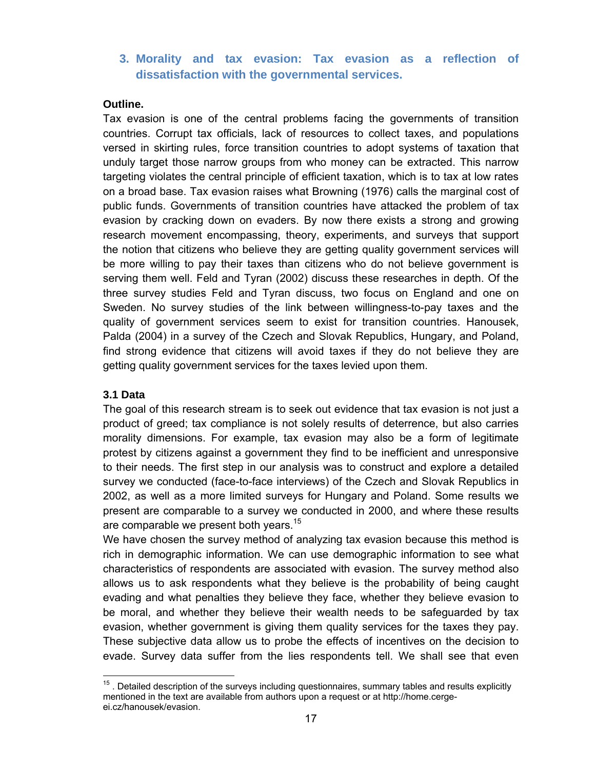## 3. Morality and tax evasion: Tax evasion as a reflection of dissatisfaction with the governmental services.

**Outline.**

Tax evasion is one of the central problems facing the governments of transition countries. Corrupt tax officials, lack of resources to collect taxes, and populations versed in skirting rules, force transition countries to adopt systems of taxation that unduly target those narrow groups from who money can be extracted. This narrow targeting violates the central principle of efficient taxation, which is to tax at low rates on a broad base. Tax evasion raises what Browning (1976) calls the marginal cost of public funds. Governments of transition countries have attacked the problem of tax evasion by cracking down on evaders. By now there exists a strong and growing research movement encompassing, theory, experiments, and surveys that support the notion that citizens who believe they are getting quality government services will be more willing to pay their taxes than citizens who do not believe government is serving them well. Feld and Tyran (2002) discuss these researches in depth. Of the three survey studies Feld and Tyran discuss, two focus on England and one on Sweden. No survey studies of the link between willingness-to-pay taxes and the quality of government services seem to exist for transition countries. Hanousek, Palda (2004) in a survey of the Czech and Slovak Republics, Hungary, and Poland, find strong evidence that citizens will avoid taxes if they do not believe they are getting quality government services for the taxes levied upon them.

### 3.1 Data

The goal of this research stream is to seek out evidence that tax evasion is not just a product of greed; tax compliance is not solely results of deterrence, but also carries morality dimensions. For example, tax evasion may also be a form of legitimate protest by citizens against a government they find to be inefficient and unresponsive to their needs. The first step in our analysis was to construct and explore a detailed survey we conducted (face-to-face interviews) of the Czech and Slovak Republics in 2002, as well as a more limited surveys for Hungary and Poland. Some results we present are comparable to a survey we conducted in 2000, and where these results are comparable we present both years.[15]

We have chosen the survey method of analyzing tax evasion because this method is rich in demographic information. We can use demographic information to see what characteristics of respondents are associated with evasion. The survey method also allows us to ask respondents what they believe is the probability of being caught evading and what penalties they believe they face, whether they believe evasion to be moral, and whether they believe their wealth needs to be safeguarded by tax evasion, whether government is giving them quality services for the taxes they pay. These subjective data allow us to probe the effects of incentives on the decision to evade. Survey data suffer from the lies respondents tell. We shall see that even

[15] . Detailed description of the surveys including questionnaires, summary tables and results explicitly mentioned in the text are available from authors upon a request or at http://home.cerge-ei.cz/hanousek/evasion.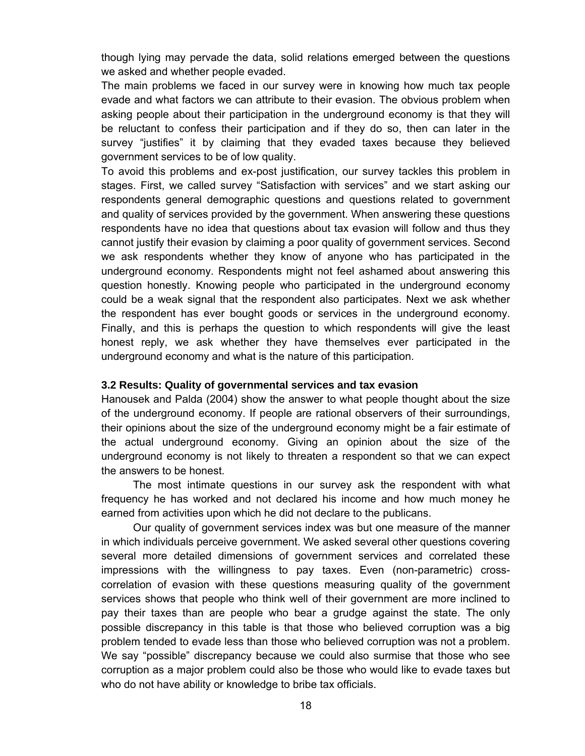though lying may pervade the data, solid relations emerged between the questions we asked and whether people evaded.

The main problems we faced in our survey were in knowing how much tax people evade and what factors we can attribute to their evasion. The obvious problem when asking people about their participation in the underground economy is that they will be reluctant to confess their participation and if they do so, then can later in the survey "justifies" it by claiming that they evaded taxes because they believed government services to be of low quality.

To avoid this problems and ex-post justification, our survey tackles this problem in stages. First, we called survey "Satisfaction with services" and we start asking our respondents general demographic questions and questions related to government and quality of services provided by the government. When answering these questions respondents have no idea that questions about tax evasion will follow and thus they cannot justify their evasion by claiming a poor quality of government services. Second we ask respondents whether they know of anyone who has participated in the underground economy. Respondents might not feel ashamed about answering this question honestly. Knowing people who participated in the underground economy could be a weak signal that the respondent also participates. Next we ask whether the respondent has ever bought goods or services in the underground economy. Finally, and this is perhaps the question to which respondents will give the least honest reply, we ask whether they have themselves ever participated in the underground economy and what is the nature of this participation.

### 3.2 Results: Quality of governmental services and tax evasion

Hanousek and Palda (2004) show the answer to what people thought about the size of the underground economy. If people are rational observers of their surroundings, their opinions about the size of the underground economy might be a fair estimate of the actual underground economy. Giving an opinion about the size of the underground economy is not likely to threaten a respondent so that we can expect the answers to be honest.

The most intimate questions in our survey ask the respondent with what frequency he has worked and not declared his income and how much money he earned from activities upon which he did not declare to the publicans.

Our quality of government services index was but one measure of the manner in which individuals perceive government. We asked several other questions covering several more detailed dimensions of government services and correlated these impressions with the willingness to pay taxes. Even (non-parametric) cross-correlation of evasion with these questions measuring quality of the government services shows that people who think well of their government are more inclined to pay their taxes than are people who bear a grudge against the state. The only possible discrepancy in this table is that those who believed corruption was a big problem tended to evade less than those who believed corruption was not a problem. We say "possible" discrepancy because we could also surmise that those who see corruption as a major problem could also be those who would like to evade taxes but who do not have ability or knowledge to bribe tax officials.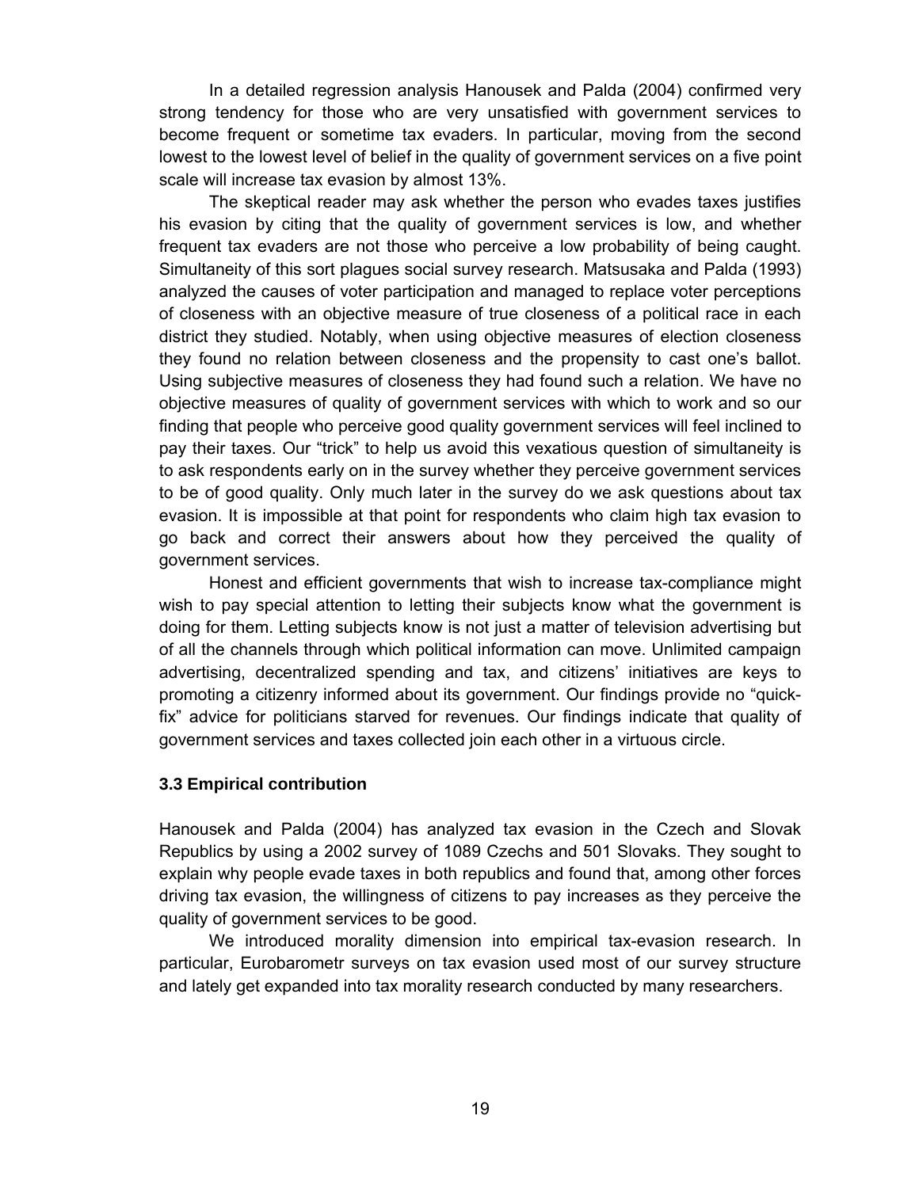In a detailed regression analysis Hanousek and Palda (2004) confirmed very strong tendency for those who are very unsatisfied with government services to become frequent or sometime tax evaders. In particular, moving from the second lowest to the lowest level of belief in the quality of government services on a five point scale will increase tax evasion by almost 13%.

The skeptical reader may ask whether the person who evades taxes justifies his evasion by citing that the quality of government services is low, and whether frequent tax evaders are not those who perceive a low probability of being caught. Simultaneity of this sort plagues social survey research. Matsusaka and Palda (1993) analyzed the causes of voter participation and managed to replace voter perceptions of closeness with an objective measure of true closeness of a political race in each district they studied. Notably, when using objective measures of election closeness they found no relation between closeness and the propensity to cast one's ballot. Using subjective measures of closeness they had found such a relation. We have no objective measures of quality of government services with which to work and so our finding that people who perceive good quality government services will feel inclined to pay their taxes. Our "trick" to help us avoid this vexatious question of simultaneity is to ask respondents early on in the survey whether they perceive government services to be of good quality. Only much later in the survey do we ask questions about tax evasion. It is impossible at that point for respondents who claim high tax evasion to go back and correct their answers about how they perceived the quality of government services.

Honest and efficient governments that wish to increase tax-compliance might wish to pay special attention to letting their subjects know what the government is doing for them. Letting subjects know is not just a matter of television advertising but of all the channels through which political information can move. Unlimited campaign advertising, decentralized spending and tax, and citizens' initiatives are keys to promoting a citizenry informed about its government. Our findings provide no "quick-fix" advice for politicians starved for revenues. Our findings indicate that quality of government services and taxes collected join each other in a virtuous circle.

### 3.3 Empirical contribution

Hanousek and Palda (2004) has analyzed tax evasion in the Czech and Slovak Republics by using a 2002 survey of 1089 Czechs and 501 Slovaks. They sought to explain why people evade taxes in both republics and found that, among other forces driving tax evasion, the willingness of citizens to pay increases as they perceive the quality of government services to be good.

We introduced morality dimension into empirical tax-evasion research. In particular, Eurobarometr surveys on tax evasion used most of our survey structure and lately get expanded into tax morality research conducted by many researchers.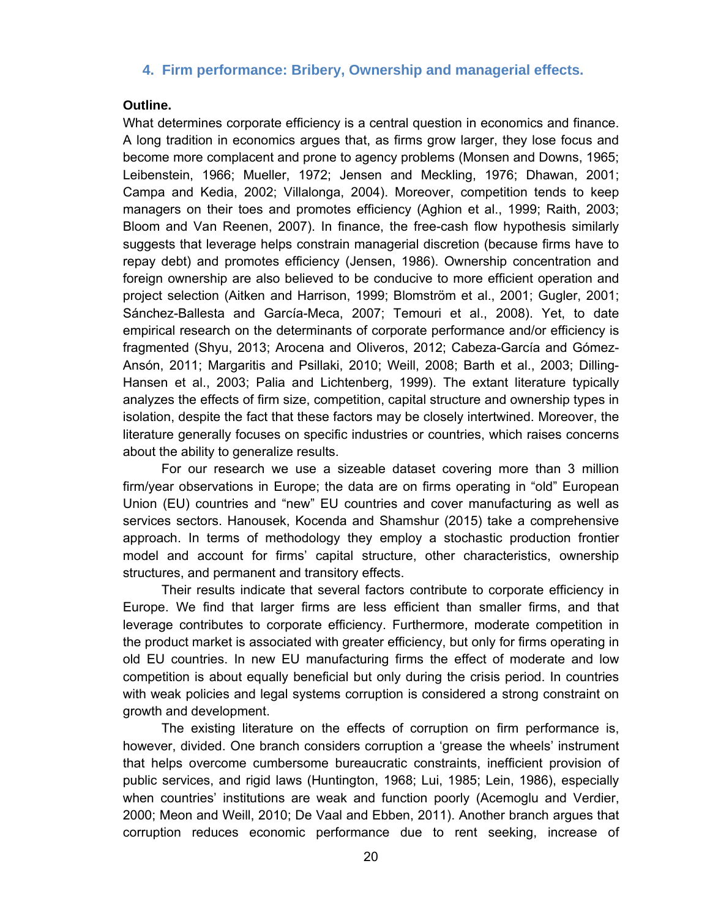## 4. Firm performance: Bribery, Ownership and managerial effects.

**Outline.**

What determines corporate efficiency is a central question in economics and finance. A long tradition in economics argues that, as firms grow larger, they lose focus and become more complacent and prone to agency problems (Monsen and Downs, 1965; Leibenstein, 1966; Mueller, 1972; Jensen and Meckling, 1976; Dhawan, 2001; Campa and Kedia, 2002; Villalonga, 2004). Moreover, competition tends to keep managers on their toes and promotes efficiency (Aghion et al., 1999; Raith, 2003; Bloom and Van Reenen, 2007). In finance, the free-cash flow hypothesis similarly suggests that leverage helps constrain managerial discretion (because firms have to repay debt) and promotes efficiency (Jensen, 1986). Ownership concentration and foreign ownership are also believed to be conducive to more efficient operation and project selection (Aitken and Harrison, 1999; Blomström et al., 2001; Gugler, 2001; Sánchez-Ballesta and García-Meca, 2007; Temouri et al., 2008). Yet, to date empirical research on the determinants of corporate performance and/or efficiency is fragmented (Shyu, 2013; Arocena and Oliveros, 2012; Cabeza-García and Gómez-Ansón, 2011; Margaritis and Psillaki, 2010; Weill, 2008; Barth et al., 2003; Dilling-Hansen et al., 2003; Palia and Lichtenberg, 1999). The extant literature typically analyzes the effects of firm size, competition, capital structure and ownership types in isolation, despite the fact that these factors may be closely intertwined. Moreover, the literature generally focuses on specific industries or countries, which raises concerns about the ability to generalize results.

For our research we use a sizeable dataset covering more than 3 million firm/year observations in Europe; the data are on firms operating in "old" European Union (EU) countries and "new" EU countries and cover manufacturing as well as services sectors. Hanousek, Kocenda and Shamshur (2015) take a comprehensive approach. In terms of methodology they employ a stochastic production frontier model and account for firms' capital structure, other characteristics, ownership structures, and permanent and transitory effects.

Their results indicate that several factors contribute to corporate efficiency in Europe. We find that larger firms are less efficient than smaller firms, and that leverage contributes to corporate efficiency. Furthermore, moderate competition in the product market is associated with greater efficiency, but only for firms operating in old EU countries. In new EU manufacturing firms the effect of moderate and low competition is about equally beneficial but only during the crisis period. In countries with weak policies and legal systems corruption is considered a strong constraint on growth and development.

The existing literature on the effects of corruption on firm performance is, however, divided. One branch considers corruption a 'grease the wheels' instrument that helps overcome cumbersome bureaucratic constraints, inefficient provision of public services, and rigid laws (Huntington, 1968; Lui, 1985; Lein, 1986), especially when countries' institutions are weak and function poorly (Acemoglu and Verdier, 2000; Meon and Weill, 2010; De Vaal and Ebben, 2011). Another branch argues that corruption reduces economic performance due to rent seeking, increase of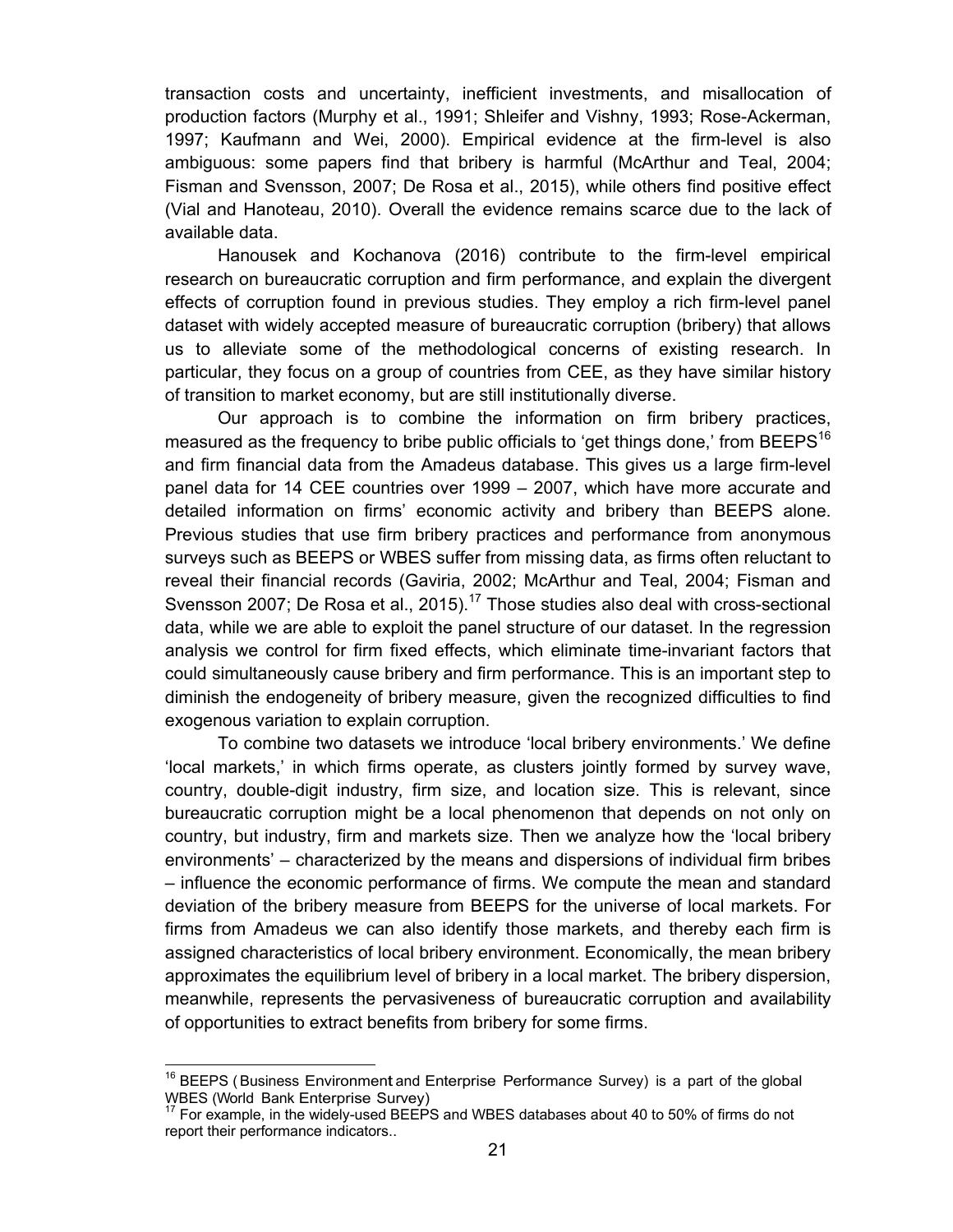transaction costs and uncertainty, inefficient investments, and misallocation of production factors (Murphy et al., 1991; Shleifer and Vishny, 1993; Rose-Ackerman, 1997; Kaufmann and Wei, 2000). Empirical evidence at the firm-level is also ambiguous: some papers find that bribery is harmful (McArthur and Teal, 2004; Fisman and Svensson, 2007; De Rosa et al., 2015), while others find positive effect (Vial and Hanoteau, 2010). Overall the evidence remains scarce due to the lack of available data.

Hanousek and Kochanova (2016) contribute to the firm-level empirical research on bureaucratic corruption and firm performance, and explain the divergent effects of corruption found in previous studies. They employ a rich firm-level panel dataset with widely accepted measure of bureaucratic corruption (bribery) that allows us to alleviate some of the methodological concerns of existing research. In particular, they focus on a group of countries from CEE, as they have similar history of transition to market economy, but are still institutionally diverse.

Our approach is to combine the information on firm bribery practices, measured as the frequency to bribe public officials to 'get things done,' from BEEPS[16] and firm financial data from the Amadeus database. This gives us a large firm-level panel data for 14 CEE countries over 1999 – 2007, which have more accurate and detailed information on firms' economic activity and bribery than BEEPS alone. Previous studies that use firm bribery practices and performance from anonymous surveys such as BEEPS or WBES suffer from missing data, as firms often reluctant to reveal their financial records (Gaviria, 2002; McArthur and Teal, 2004; Fisman and Svensson 2007; De Rosa et al., 2015).[17] Those studies also deal with cross-sectional data, while we are able to exploit the panel structure of our dataset. In the regression analysis we control for firm fixed effects, which eliminate time-invariant factors that could simultaneously cause bribery and firm performance. This is an important step to diminish the endogeneity of bribery measure, given the recognized difficulties to find exogenous variation to explain corruption.

To combine two datasets we introduce 'local bribery environments.' We define 'local markets,' in which firms operate, as clusters jointly formed by survey wave, country, double-digit industry, firm size, and location size. This is relevant, since bureaucratic corruption might be a local phenomenon that depends on not only on country, but industry, firm and markets size. Then we analyze how the 'local bribery environments' – characterized by the means and dispersions of individual firm bribes – influence the economic performance of firms. We compute the mean and standard deviation of the bribery measure from BEEPS for the universe of local markets. For firms from Amadeus we can also identify those markets, and thereby each firm is assigned characteristics of local bribery environment. Economically, the mean bribery approximates the equilibrium level of bribery in a local market. The bribery dispersion, meanwhile, represents the pervasiveness of bureaucratic corruption and availability of opportunities to extract benefits from bribery for some firms.

---

[16] BEEPS (Business Environment and Enterprise Performance Survey) is a part of the global WBES (World Bank Enterprise Survey)

[17] For example, in the widely-used BEEPS and WBES databases about 40 to 50% of firms do not report their performance indicators..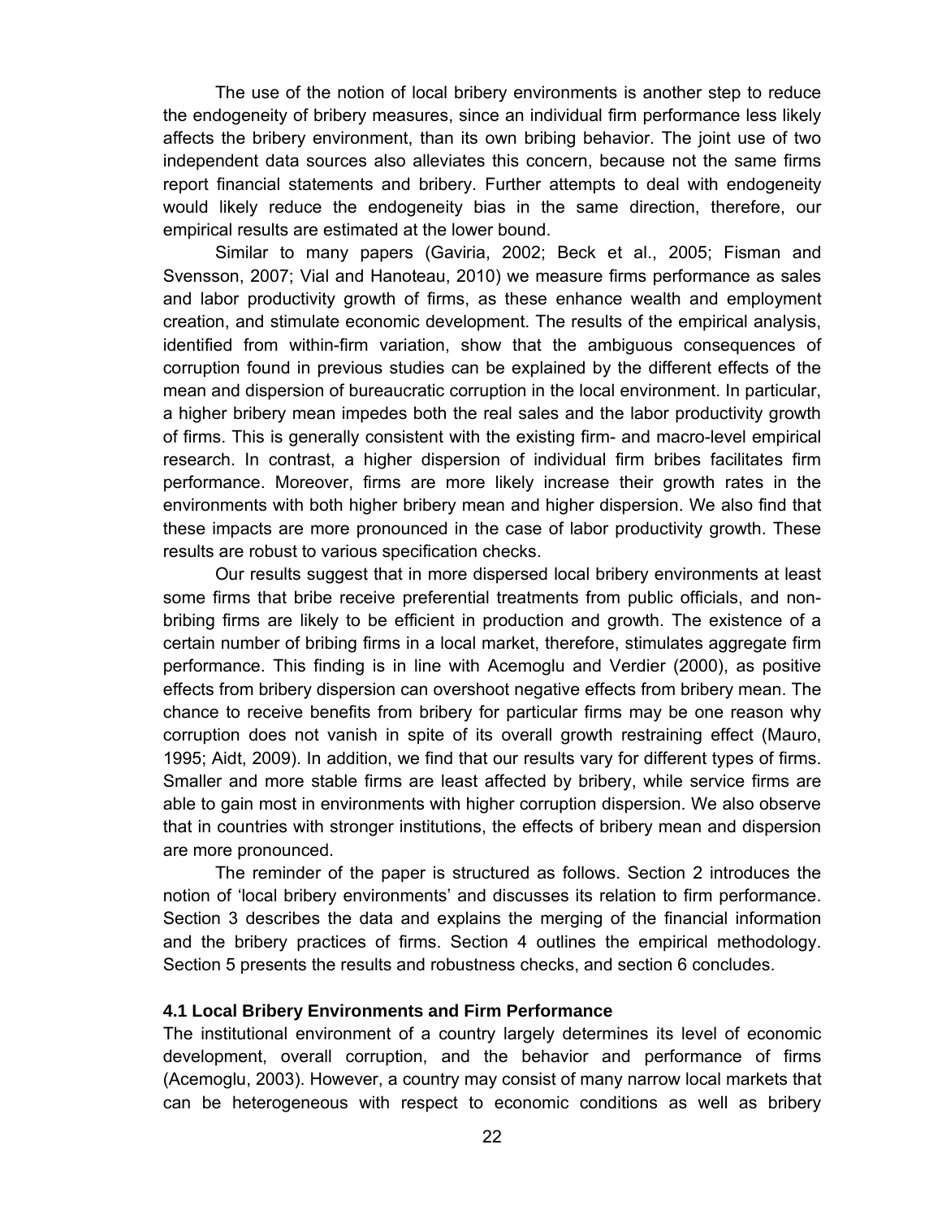The use of the notion of local bribery environments is another step to reduce the endogeneity of bribery measures, since an individual firm performance less likely affects the bribery environment, than its own bribing behavior. The joint use of two independent data sources also alleviates this concern, because not the same firms report financial statements and bribery. Further attempts to deal with endogeneity would likely reduce the endogeneity bias in the same direction, therefore, our empirical results are estimated at the lower bound.

Similar to many papers (Gaviria, 2002; Beck et al., 2005; Fisman and Svensson, 2007; Vial and Hanoteau, 2010) we measure firms performance as sales and labor productivity growth of firms, as these enhance wealth and employment creation, and stimulate economic development. The results of the empirical analysis, identified from within-firm variation, show that the ambiguous consequences of corruption found in previous studies can be explained by the different effects of the mean and dispersion of bureaucratic corruption in the local environment. In particular, a higher bribery mean impedes both the real sales and the labor productivity growth of firms. This is generally consistent with the existing firm- and macro-level empirical research. In contrast, a higher dispersion of individual firm bribes facilitates firm performance. Moreover, firms are more likely increase their growth rates in the environments with both higher bribery mean and higher dispersion. We also find that these impacts are more pronounced in the case of labor productivity growth. These results are robust to various specification checks.

Our results suggest that in more dispersed local bribery environments at least some firms that bribe receive preferential treatments from public officials, and non-bribing firms are likely to be efficient in production and growth. The existence of a certain number of bribing firms in a local market, therefore, stimulates aggregate firm performance. This finding is in line with Acemoglu and Verdier (2000), as positive effects from bribery dispersion can overshoot negative effects from bribery mean. The chance to receive benefits from bribery for particular firms may be one reason why corruption does not vanish in spite of its overall growth restraining effect (Mauro, 1995; Aidt, 2009). In addition, we find that our results vary for different types of firms. Smaller and more stable firms are least affected by bribery, while service firms are able to gain most in environments with higher corruption dispersion. We also observe that in countries with stronger institutions, the effects of bribery mean and dispersion are more pronounced.

The reminder of the paper is structured as follows. Section 2 introduces the notion of 'local bribery environments' and discusses its relation to firm performance. Section 3 describes the data and explains the merging of the financial information and the bribery practices of firms. Section 4 outlines the empirical methodology. Section 5 presents the results and robustness checks, and section 6 concludes.

### 4.1 Local Bribery Environments and Firm Performance

The institutional environment of a country largely determines its level of economic development, overall corruption, and the behavior and performance of firms (Acemoglu, 2003). However, a country may consist of many narrow local markets that can be heterogeneous with respect to economic conditions as well as bribery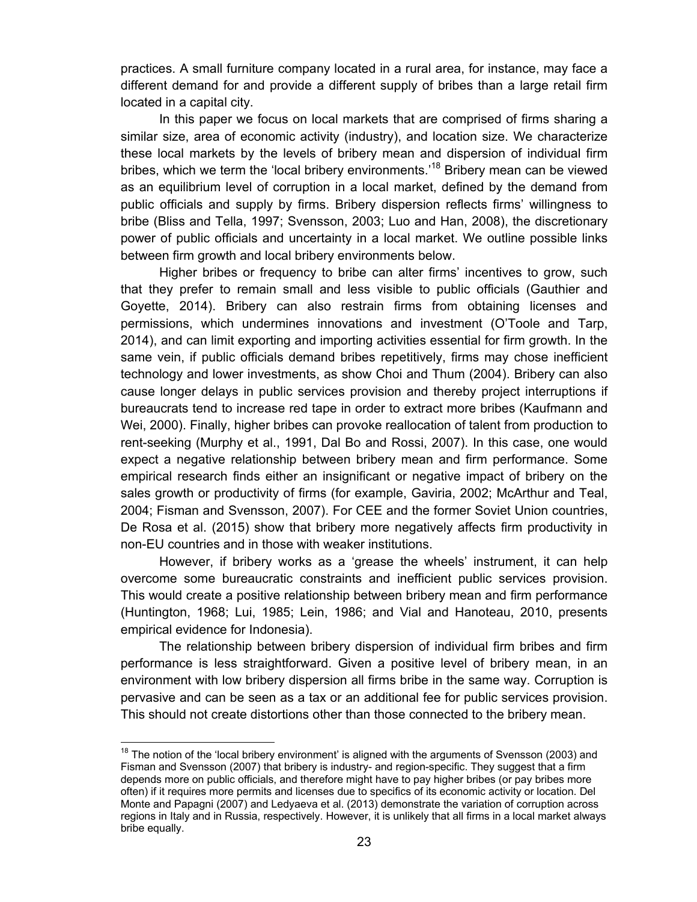practices. A small furniture company located in a rural area, for instance, may face a different demand for and provide a different supply of bribes than a large retail firm located in a capital city.

In this paper we focus on local markets that are comprised of firms sharing a similar size, area of economic activity (industry), and location size. We characterize these local markets by the levels of bribery mean and dispersion of individual firm bribes, which we term the 'local bribery environments.'[18] Bribery mean can be viewed as an equilibrium level of corruption in a local market, defined by the demand from public officials and supply by firms. Bribery dispersion reflects firms' willingness to bribe (Bliss and Tella, 1997; Svensson, 2003; Luo and Han, 2008), the discretionary power of public officials and uncertainty in a local market. We outline possible links between firm growth and local bribery environments below.

Higher bribes or frequency to bribe can alter firms' incentives to grow, such that they prefer to remain small and less visible to public officials (Gauthier and Goyette, 2014). Bribery can also restrain firms from obtaining licenses and permissions, which undermines innovations and investment (O'Toole and Tarp, 2014), and can limit exporting and importing activities essential for firm growth. In the same vein, if public officials demand bribes repetitively, firms may chose inefficient technology and lower investments, as show Choi and Thum (2004). Bribery can also cause longer delays in public services provision and thereby project interruptions if bureaucrats tend to increase red tape in order to extract more bribes (Kaufmann and Wei, 2000). Finally, higher bribes can provoke reallocation of talent from production to rent-seeking (Murphy et al., 1991, Dal Bo and Rossi, 2007). In this case, one would expect a negative relationship between bribery mean and firm performance. Some empirical research finds either an insignificant or negative impact of bribery on the sales growth or productivity of firms (for example, Gaviria, 2002; McArthur and Teal, 2004; Fisman and Svensson, 2007). For CEE and the former Soviet Union countries, De Rosa et al. (2015) show that bribery more negatively affects firm productivity in non-EU countries and in those with weaker institutions.

However, if bribery works as a 'grease the wheels' instrument, it can help overcome some bureaucratic constraints and inefficient public services provision. This would create a positive relationship between bribery mean and firm performance (Huntington, 1968; Lui, 1985; Lein, 1986; and Vial and Hanoteau, 2010, presents empirical evidence for Indonesia).

The relationship between bribery dispersion of individual firm bribes and firm performance is less straightforward. Given a positive level of bribery mean, in an environment with low bribery dispersion all firms bribe in the same way. Corruption is pervasive and can be seen as a tax or an additional fee for public services provision. This should not create distortions other than those connected to the bribery mean.

---

[18] The notion of the 'local bribery environment' is aligned with the arguments of Svensson (2003) and Fisman and Svensson (2007) that bribery is industry- and region-specific. They suggest that a firm depends more on public officials, and therefore might have to pay higher bribes (or pay bribes more often) if it requires more permits and licenses due to specifics of its economic activity or location. Del Monte and Papagni (2007) and Ledyaeva et al. (2013) demonstrate the variation of corruption across regions in Italy and in Russia, respectively. However, it is unlikely that all firms in a local market always bribe equally.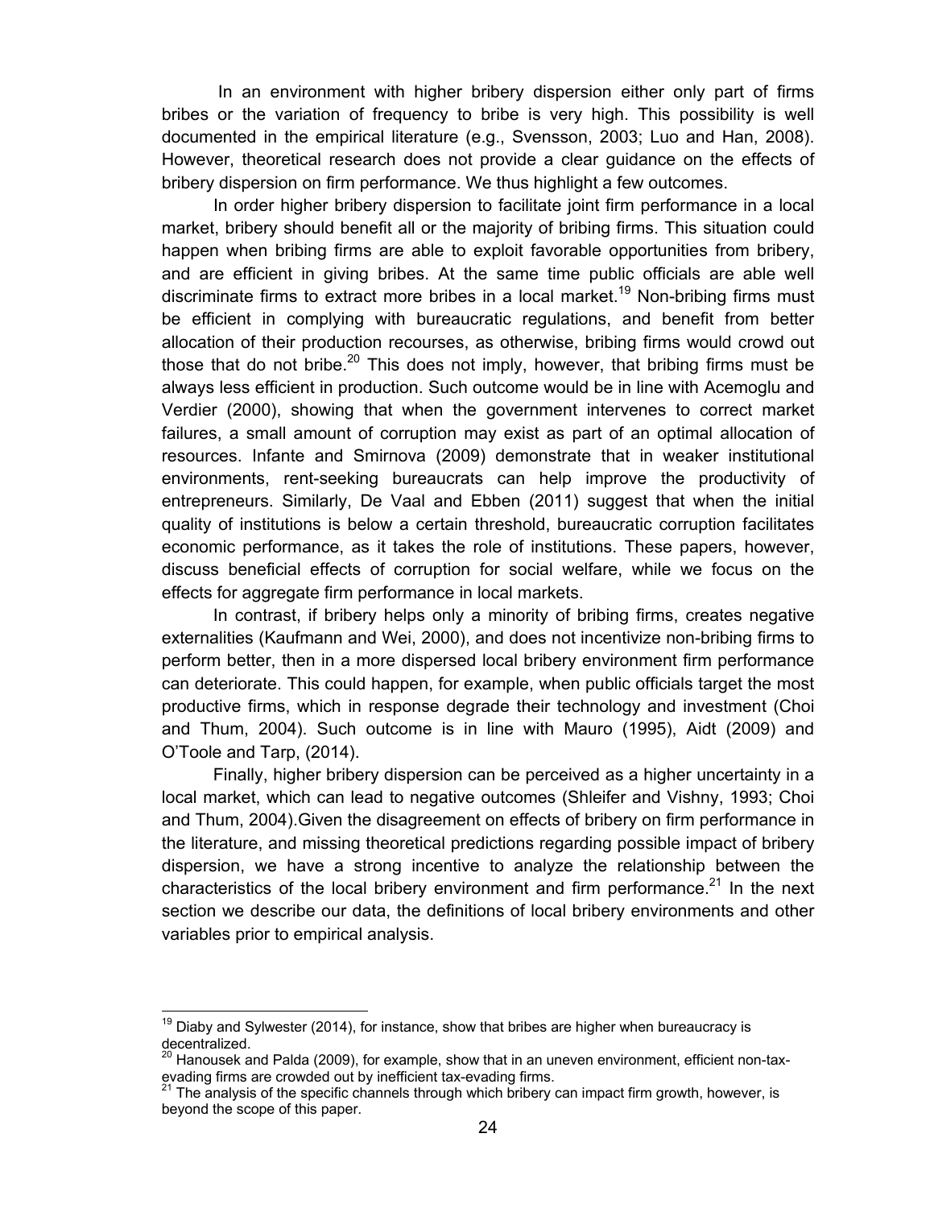In an environment with higher bribery dispersion either only part of firms bribes or the variation of frequency to bribe is very high. This possibility is well documented in the empirical literature (e.g., Svensson, 2003; Luo and Han, 2008). However, theoretical research does not provide a clear guidance on the effects of bribery dispersion on firm performance. We thus highlight a few outcomes.

In order higher bribery dispersion to facilitate joint firm performance in a local market, bribery should benefit all or the majority of bribing firms. This situation could happen when bribing firms are able to exploit favorable opportunities from bribery, and are efficient in giving bribes. At the same time public officials are able well discriminate firms to extract more bribes in a local market.[19] Non-bribing firms must be efficient in complying with bureaucratic regulations, and benefit from better allocation of their production recourses, as otherwise, bribing firms would crowd out those that do not bribe.[20] This does not imply, however, that bribing firms must be always less efficient in production. Such outcome would be in line with Acemoglu and Verdier (2000), showing that when the government intervenes to correct market failures, a small amount of corruption may exist as part of an optimal allocation of resources. Infante and Smirnova (2009) demonstrate that in weaker institutional environments, rent-seeking bureaucrats can help improve the productivity of entrepreneurs. Similarly, De Vaal and Ebben (2011) suggest that when the initial quality of institutions is below a certain threshold, bureaucratic corruption facilitates economic performance, as it takes the role of institutions. These papers, however, discuss beneficial effects of corruption for social welfare, while we focus on the effects for aggregate firm performance in local markets.

In contrast, if bribery helps only a minority of bribing firms, creates negative externalities (Kaufmann and Wei, 2000), and does not incentivize non-bribing firms to perform better, then in a more dispersed local bribery environment firm performance can deteriorate. This could happen, for example, when public officials target the most productive firms, which in response degrade their technology and investment (Choi and Thum, 2004). Such outcome is in line with Mauro (1995), Aidt (2009) and O'Toole and Tarp, (2014).

Finally, higher bribery dispersion can be perceived as a higher uncertainty in a local market, which can lead to negative outcomes (Shleifer and Vishny, 1993; Choi and Thum, 2004).Given the disagreement on effects of bribery on firm performance in the literature, and missing theoretical predictions regarding possible impact of bribery dispersion, we have a strong incentive to analyze the relationship between the characteristics of the local bribery environment and firm performance.[21] In the next section we describe our data, the definitions of local bribery environments and other variables prior to empirical analysis.

---

[19] Diaby and Sylwester (2014), for instance, show that bribes are higher when bureaucracy is decentralized.

[20] Hanousek and Palda (2009), for example, show that in an uneven environment, efficient non-tax-evading firms are crowded out by inefficient tax-evading firms.

[21] The analysis of the specific channels through which bribery can impact firm growth, however, is beyond the scope of this paper.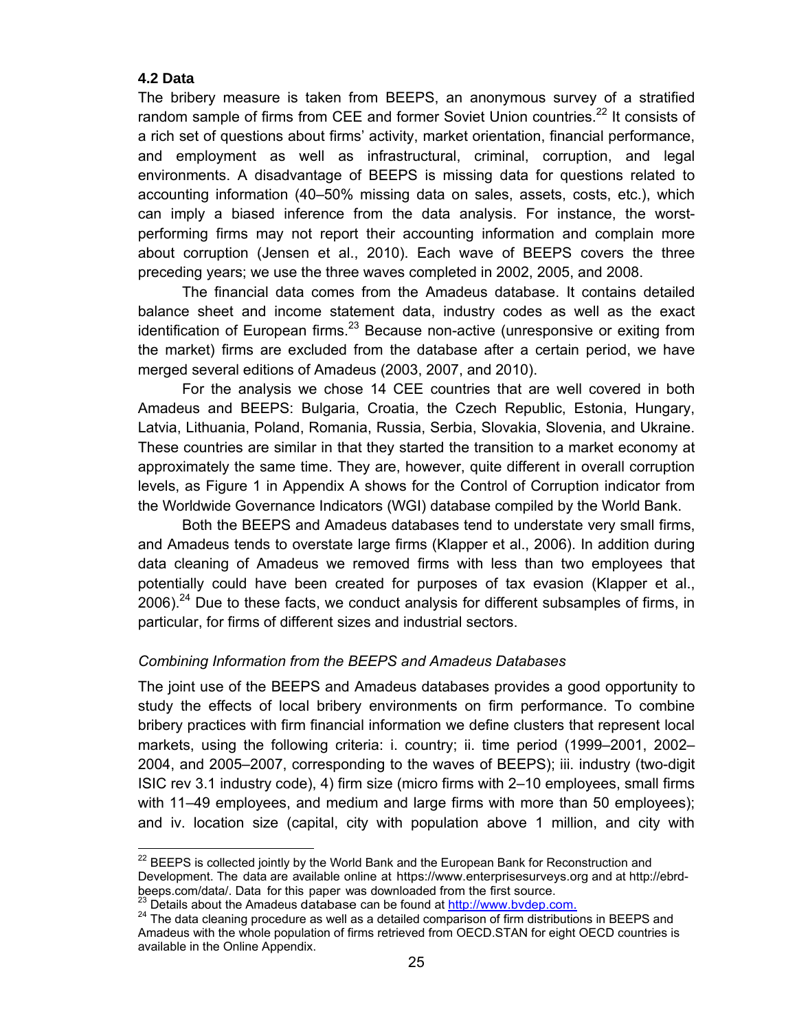### 4.2 Data

The bribery measure is taken from BEEPS, an anonymous survey of a stratified random sample of firms from CEE and former Soviet Union countries.[22] It consists of a rich set of questions about firms' activity, market orientation, financial performance, and employment as well as infrastructural, criminal, corruption, and legal environments. A disadvantage of BEEPS is missing data for questions related to accounting information (40–50% missing data on sales, assets, costs, etc.), which can imply a biased inference from the data analysis. For instance, the worst-performing firms may not report their accounting information and complain more about corruption (Jensen et al., 2010). Each wave of BEEPS covers the three preceding years; we use the three waves completed in 2002, 2005, and 2008.

The financial data comes from the Amadeus database. It contains detailed balance sheet and income statement data, industry codes as well as the exact identification of European firms.[23] Because non-active (unresponsive or exiting from the market) firms are excluded from the database after a certain period, we have merged several editions of Amadeus (2003, 2007, and 2010).

For the analysis we chose 14 CEE countries that are well covered in both Amadeus and BEEPS: Bulgaria, Croatia, the Czech Republic, Estonia, Hungary, Latvia, Lithuania, Poland, Romania, Russia, Serbia, Slovakia, Slovenia, and Ukraine. These countries are similar in that they started the transition to a market economy at approximately the same time. They are, however, quite different in overall corruption levels, as Figure 1 in Appendix A shows for the Control of Corruption indicator from the Worldwide Governance Indicators (WGI) database compiled by the World Bank.

Both the BEEPS and Amadeus databases tend to understate very small firms, and Amadeus tends to overstate large firms (Klapper et al., 2006). In addition during data cleaning of Amadeus we removed firms with less than two employees that potentially could have been created for purposes of tax evasion (Klapper et al., 2006).[24] Due to these facts, we conduct analysis for different subsamples of firms, in particular, for firms of different sizes and industrial sectors.

*Combining Information from the BEEPS and Amadeus Databases*

The joint use of the BEEPS and Amadeus databases provides a good opportunity to study the effects of local bribery environments on firm performance. To combine bribery practices with firm financial information we define clusters that represent local markets, using the following criteria: i. country; ii. time period (1999–2001, 2002–2004, and 2005–2007, corresponding to the waves of BEEPS); iii. industry (two-digit ISIC rev 3.1 industry code), 4) firm size (micro firms with 2–10 employees, small firms with 11–49 employees, and medium and large firms with more than 50 employees); and iv. location size (capital, city with population above 1 million, and city with

---

[22] BEEPS is collected jointly by the World Bank and the European Bank for Reconstruction and Development. The data are available online at https://www.enterprisesurveys.org and at http://ebrd-beeps.com/data/. Data for this paper was downloaded from the first source.

[23] Details about the Amadeus database can be found at http://www.bvdep.com.

[24] The data cleaning procedure as well as a detailed comparison of firm distributions in BEEPS and Amadeus with the whole population of firms retrieved from OECD.STAN for eight OECD countries is available in the Online Appendix.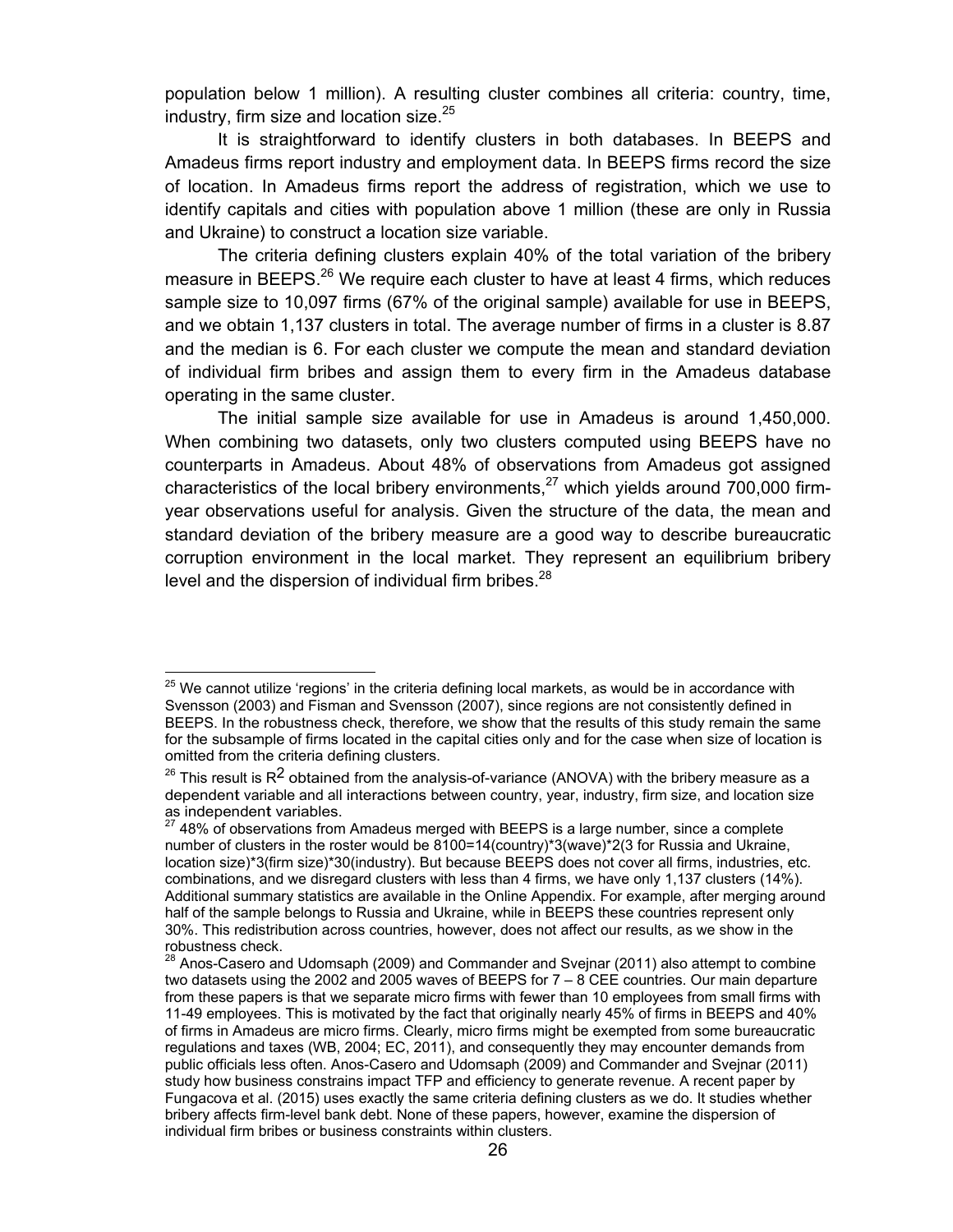population below 1 million). A resulting cluster combines all criteria: country, time, industry, firm size and location size.[25]

It is straightforward to identify clusters in both databases. In BEEPS and Amadeus firms report industry and employment data. In BEEPS firms record the size of location. In Amadeus firms report the address of registration, which we use to identify capitals and cities with population above 1 million (these are only in Russia and Ukraine) to construct a location size variable.

The criteria defining clusters explain 40% of the total variation of the bribery measure in BEEPS.[26] We require each cluster to have at least 4 firms, which reduces sample size to 10,097 firms (67% of the original sample) available for use in BEEPS, and we obtain 1,137 clusters in total. The average number of firms in a cluster is 8.87 and the median is 6. For each cluster we compute the mean and standard deviation of individual firm bribes and assign them to every firm in the Amadeus database operating in the same cluster.

The initial sample size available for use in Amadeus is around 1,450,000. When combining two datasets, only two clusters computed using BEEPS have no counterparts in Amadeus. About 48% of observations from Amadeus got assigned characteristics of the local bribery environments,[27] which yields around 700,000 firm-year observations useful for analysis. Given the structure of the data, the mean and standard deviation of the bribery measure are a good way to describe bureaucratic corruption environment in the local market. They represent an equilibrium bribery level and the dispersion of individual firm bribes.[28]

---

[25] We cannot utilize 'regions' in the criteria defining local markets, as would be in accordance with Svensson (2003) and Fisman and Svensson (2007), since regions are not consistently defined in BEEPS. In the robustness check, therefore, we show that the results of this study remain the same for the subsample of firms located in the capital cities only and for the case when size of location is omitted from the criteria defining clusters.

[26] This result is $R^2$ obtained from the analysis-of-variance (ANOVA) with the bribery measure as a dependent variable and all interactions between country, year, industry, firm size, and location size as independent variables.

[27] 48% of observations from Amadeus merged with BEEPS is a large number, since a complete number of clusters in the roster would be 8100=14(country)\*3(wave)\*2(3 for Russia and Ukraine, location size)\*3(firm size)\*30(industry). But because BEEPS does not cover all firms, industries, etc. combinations, and we disregard clusters with less than 4 firms, we have only 1,137 clusters (14%). Additional summary statistics are available in the Online Appendix. For example, after merging around half of the sample belongs to Russia and Ukraine, while in BEEPS these countries represent only 30%. This redistribution across countries, however, does not affect our results, as we show in the robustness check.

[28] Anos-Casero and Udomsaph (2009) and Commander and Svejnar (2011) also attempt to combine two datasets using the 2002 and 2005 waves of BEEPS for 7 – 8 CEE countries. Our main departure from these papers is that we separate micro firms with fewer than 10 employees from small firms with 11-49 employees. This is motivated by the fact that originally nearly 45% of firms in BEEPS and 40% of firms in Amadeus are micro firms. Clearly, micro firms might be exempted from some bureaucratic regulations and taxes (WB, 2004; EC, 2011), and consequently they may encounter demands from public officials less often. Anos-Casero and Udomsaph (2009) and Commander and Svejnar (2011) study how business constrains impact TFP and efficiency to generate revenue. A recent paper by Fungacova et al. (2015) uses exactly the same criteria defining clusters as we do. It studies whether bribery affects firm-level bank debt. None of these papers, however, examine the dispersion of individual firm bribes or business constraints within clusters.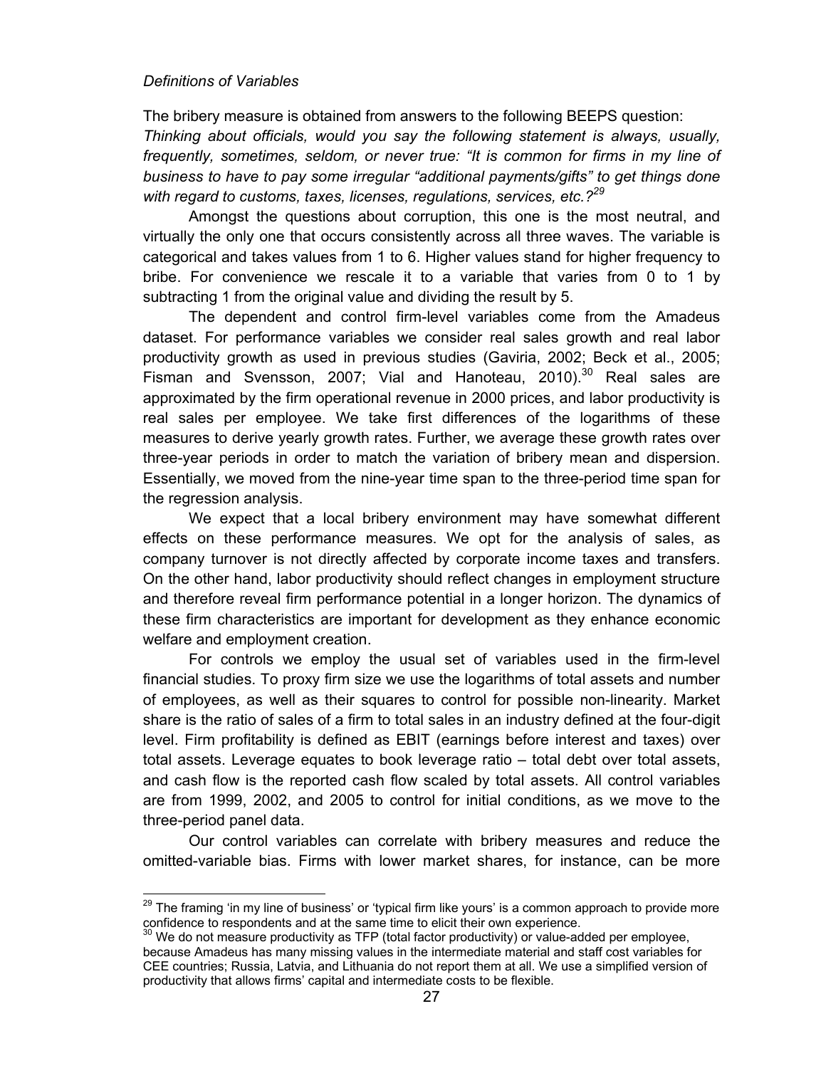*Definitions of Variables*

The bribery measure is obtained from answers to the following BEEPS question: *Thinking about officials, would you say the following statement is always, usually, frequently, sometimes, seldom, or never true: "It is common for firms in my line of business to have to pay some irregular "additional payments/gifts" to get things done with regard to customs, taxes, licenses, regulations, services, etc.?*[29]

Amongst the questions about corruption, this one is the most neutral, and virtually the only one that occurs consistently across all three waves. The variable is categorical and takes values from 1 to 6. Higher values stand for higher frequency to bribe. For convenience we rescale it to a variable that varies from 0 to 1 by subtracting 1 from the original value and dividing the result by 5.

The dependent and control firm-level variables come from the Amadeus dataset. For performance variables we consider real sales growth and real labor productivity growth as used in previous studies (Gaviria, 2002; Beck et al., 2005; Fisman and Svensson, 2007; Vial and Hanoteau, 2010).[30] Real sales are approximated by the firm operational revenue in 2000 prices, and labor productivity is real sales per employee. We take first differences of the logarithms of these measures to derive yearly growth rates. Further, we average these growth rates over three-year periods in order to match the variation of bribery mean and dispersion. Essentially, we moved from the nine-year time span to the three-period time span for the regression analysis.

We expect that a local bribery environment may have somewhat different effects on these performance measures. We opt for the analysis of sales, as company turnover is not directly affected by corporate income taxes and transfers. On the other hand, labor productivity should reflect changes in employment structure and therefore reveal firm performance potential in a longer horizon. The dynamics of these firm characteristics are important for development as they enhance economic welfare and employment creation.

For controls we employ the usual set of variables used in the firm-level financial studies. To proxy firm size we use the logarithms of total assets and number of employees, as well as their squares to control for possible non-linearity. Market share is the ratio of sales of a firm to total sales in an industry defined at the four-digit level. Firm profitability is defined as EBIT (earnings before interest and taxes) over total assets. Leverage equates to book leverage ratio – total debt over total assets, and cash flow is the reported cash flow scaled by total assets. All control variables are from 1999, 2002, and 2005 to control for initial conditions, as we move to the three-period panel data.

Our control variables can correlate with bribery measures and reduce the omitted-variable bias. Firms with lower market shares, for instance, can be more

---

[29] The framing 'in my line of business' or 'typical firm like yours' is a common approach to provide more confidence to respondents and at the same time to elicit their own experience.

[30] We do not measure productivity as TFP (total factor productivity) or value-added per employee, because Amadeus has many missing values in the intermediate material and staff cost variables for CEE countries; Russia, Latvia, and Lithuania do not report them at all. We use a simplified version of productivity that allows firms' capital and intermediate costs to be flexible.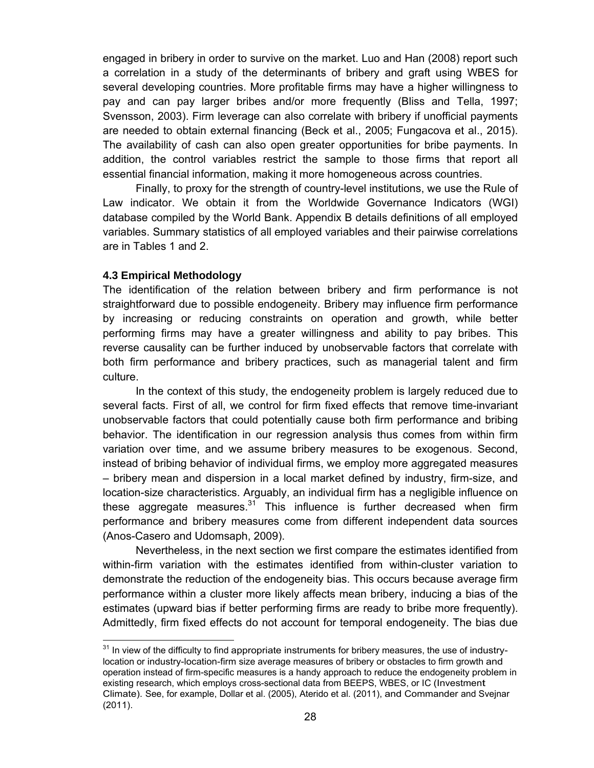engaged in bribery in order to survive on the market. Luo and Han (2008) report such a correlation in a study of the determinants of bribery and graft using WBES for several developing countries. More profitable firms may have a higher willingness to pay and can pay larger bribes and/or more frequently (Bliss and Tella, 1997; Svensson, 2003). Firm leverage can also correlate with bribery if unofficial payments are needed to obtain external financing (Beck et al., 2005; Fungacova et al., 2015). The availability of cash can also open greater opportunities for bribe payments. In addition, the control variables restrict the sample to those firms that report all essential financial information, making it more homogeneous across countries.

Finally, to proxy for the strength of country-level institutions, we use the Rule of Law indicator. We obtain it from the Worldwide Governance Indicators (WGI) database compiled by the World Bank. Appendix B details definitions of all employed variables. Summary statistics of all employed variables and their pairwise correlations are in Tables 1 and 2.

### 4.3 Empirical Methodology

The identification of the relation between bribery and firm performance is not straightforward due to possible endogeneity. Bribery may influence firm performance by increasing or reducing constraints on operation and growth, while better performing firms may have a greater willingness and ability to pay bribes. This reverse causality can be further induced by unobservable factors that correlate with both firm performance and bribery practices, such as managerial talent and firm culture.

In the context of this study, the endogeneity problem is largely reduced due to several facts. First of all, we control for firm fixed effects that remove time-invariant unobservable factors that could potentially cause both firm performance and bribing behavior. The identification in our regression analysis thus comes from within firm variation over time, and we assume bribery measures to be exogenous. Second, instead of bribing behavior of individual firms, we employ more aggregated measures – bribery mean and dispersion in a local market defined by industry, firm-size, and location-size characteristics. Arguably, an individual firm has a negligible influence on these aggregate measures.[31] This influence is further decreased when firm performance and bribery measures come from different independent data sources (Anos-Casero and Udomsaph, 2009).

Nevertheless, in the next section we first compare the estimates identified from within-firm variation with the estimates identified from within-cluster variation to demonstrate the reduction of the endogeneity bias. This occurs because average firm performance within a cluster more likely affects mean bribery, inducing a bias of the estimates (upward bias if better performing firms are ready to bribe more frequently). Admittedly, firm fixed effects do not account for temporal endogeneity. The bias due

[31] In view of the difficulty to find appropriate instruments for bribery measures, the use of industry-location or industry-location-firm size average measures of bribery or obstacles to firm growth and operation instead of firm-specific measures is a handy approach to reduce the endogeneity problem in existing research, which employs cross-sectional data from BEEPS, WBES, or IC (Investment Climate). See, for example, Dollar et al. (2005), Aterido et al. (2011), and Commander and Svejnar (2011).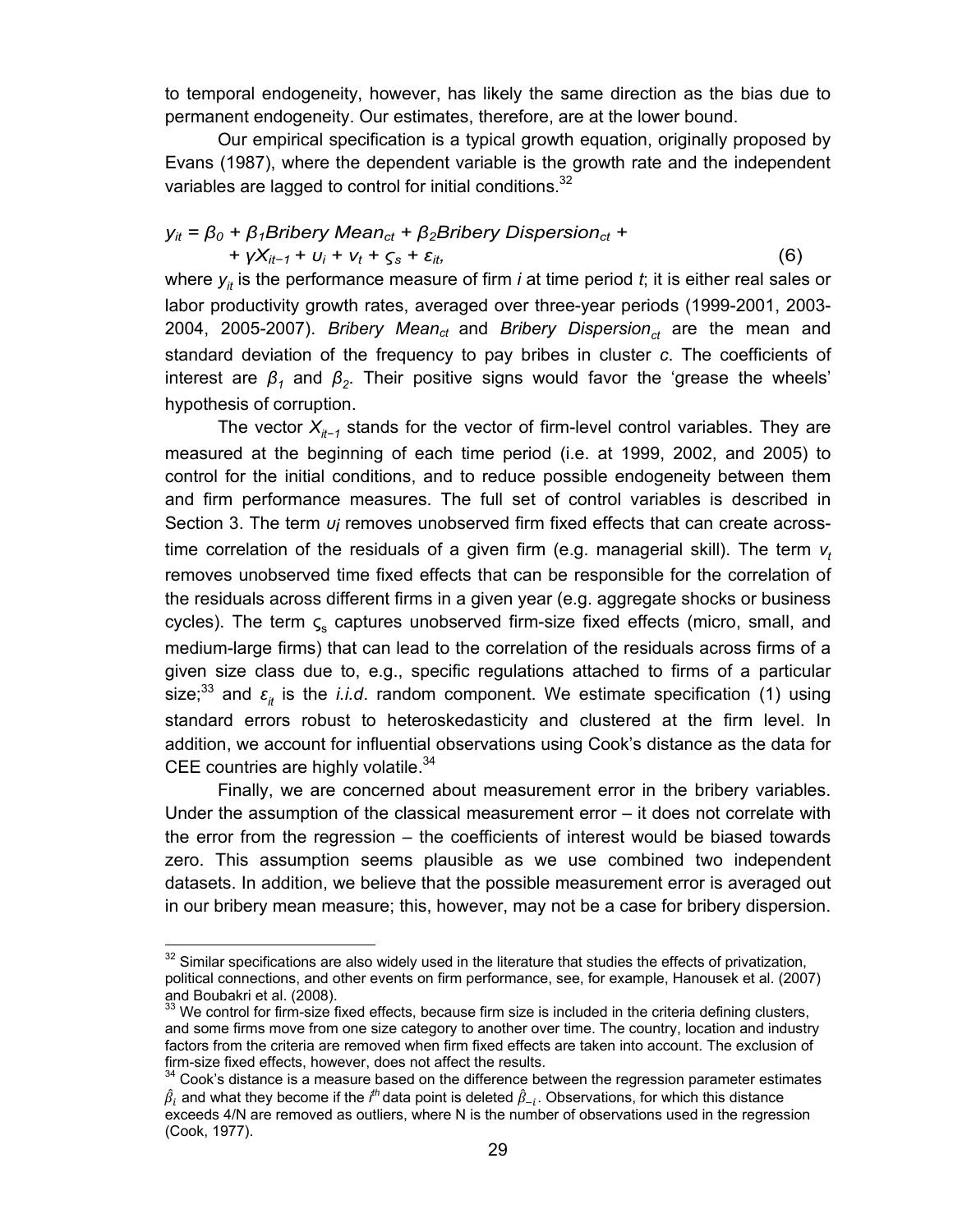to temporal endogeneity, however, has likely the same direction as the bias due to permanent endogeneity. Our estimates, therefore, are at the lower bound.

Our empirical specification is a typical growth equation, originally proposed by Evans (1987), where the dependent variable is the growth rate and the independent variables are lagged to control for initial conditions.[32]

$$y_{it} = \beta_0 + \beta_1 Bribery\ Mean_{ct} + \beta_2 Bribery\ Dispersion_{ct} + \gamma X_{it-1} + \upsilon_i + v_t + \varsigma_s + \varepsilon_{it}, \tag{6}$$

where $y_{it}$ is the performance measure of firm $i$ at time period $t$; it is either real sales or labor productivity growth rates, averaged over three-year periods (1999-2001, 2003-2004, 2005-2007). *Bribery Mean*$_{ct}$ and *Bribery Dispersion*$_{ct}$ are the mean and standard deviation of the frequency to pay bribes in cluster $c$. The coefficients of interest are $\beta_1$ and $\beta_2$. Their positive signs would favor the 'grease the wheels' hypothesis of corruption.

The vector $X_{it-1}$ stands for the vector of firm-level control variables. They are measured at the beginning of each time period (i.e. at 1999, 2002, and 2005) to control for the initial conditions, and to reduce possible endogeneity between them and firm performance measures. The full set of control variables is described in Section 3. The term $\upsilon_i$ removes unobserved firm fixed effects that can create across-time correlation of the residuals of a given firm (e.g. managerial skill). The term $v_t$ removes unobserved time fixed effects that can be responsible for the correlation of the residuals across different firms in a given year (e.g. aggregate shocks or business cycles). The term $\varsigma_s$ captures unobserved firm-size fixed effects (micro, small, and medium-large firms) that can lead to the correlation of the residuals across firms of a given size class due to, e.g., specific regulations attached to firms of a particular size;[33] and $\varepsilon_{it}$ is the *i.i.d*. random component. We estimate specification (1) using standard errors robust to heteroskedasticity and clustered at the firm level. In addition, we account for influential observations using Cook's distance as the data for CEE countries are highly volatile.[34]

Finally, we are concerned about measurement error in the bribery variables. Under the assumption of the classical measurement error – it does not correlate with the error from the regression – the coefficients of interest would be biased towards zero. This assumption seems plausible as we use combined two independent datasets. In addition, we believe that the possible measurement error is averaged out in our bribery mean measure; this, however, may not be a case for bribery dispersion.

---

[32] Similar specifications are also widely used in the literature that studies the effects of privatization, political connections, and other events on firm performance, see, for example, Hanousek et al. (2007) and Boubakri et al. (2008).

[33] We control for firm-size fixed effects, because firm size is included in the criteria defining clusters, and some firms move from one size category to another over time. The country, location and industry factors from the criteria are removed when firm fixed effects are taken into account. The exclusion of firm-size fixed effects, however, does not affect the results.

[34] Cook's distance is a measure based on the difference between the regression parameter estimates $\hat{\beta}_i$ and what they become if the $i^{th}$ data point is deleted $\hat{\beta}_{-i}$. Observations, for which this distance exceeds 4/N are removed as outliers, where N is the number of observations used in the regression (Cook, 1977).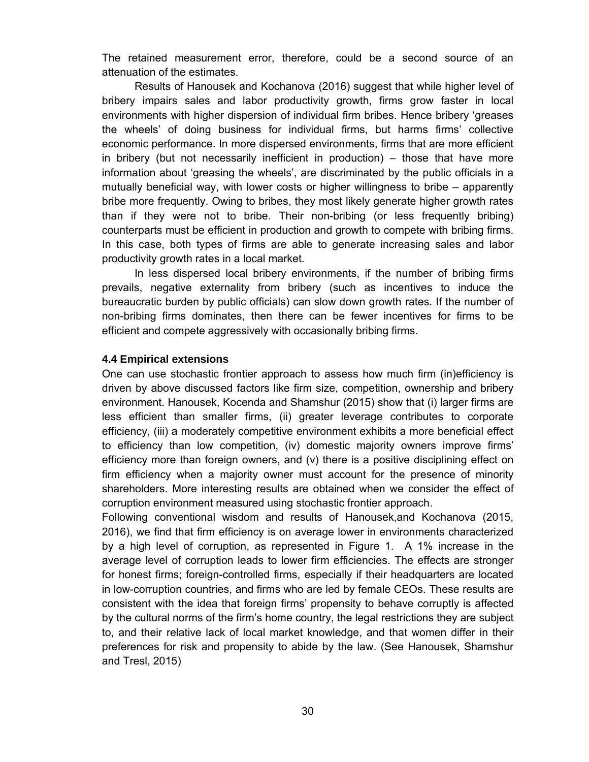The retained measurement error, therefore, could be a second source of an attenuation of the estimates.

Results of Hanousek and Kochanova (2016) suggest that while higher level of bribery impairs sales and labor productivity growth, firms grow faster in local environments with higher dispersion of individual firm bribes. Hence bribery 'greases the wheels' of doing business for individual firms, but harms firms' collective economic performance. In more dispersed environments, firms that are more efficient in bribery (but not necessarily inefficient in production) – those that have more information about 'greasing the wheels', are discriminated by the public officials in a mutually beneficial way, with lower costs or higher willingness to bribe – apparently bribe more frequently. Owing to bribes, they most likely generate higher growth rates than if they were not to bribe. Their non-bribing (or less frequently bribing) counterparts must be efficient in production and growth to compete with bribing firms. In this case, both types of firms are able to generate increasing sales and labor productivity growth rates in a local market.

In less dispersed local bribery environments, if the number of bribing firms prevails, negative externality from bribery (such as incentives to induce the bureaucratic burden by public officials) can slow down growth rates. If the number of non-bribing firms dominates, then there can be fewer incentives for firms to be efficient and compete aggressively with occasionally bribing firms.

### 4.4 Empirical extensions

One can use stochastic frontier approach to assess how much firm (in)efficiency is driven by above discussed factors like firm size, competition, ownership and bribery environment. Hanousek, Kocenda and Shamshur (2015) show that (i) larger firms are less efficient than smaller firms, (ii) greater leverage contributes to corporate efficiency, (iii) a moderately competitive environment exhibits a more beneficial effect to efficiency than low competition, (iv) domestic majority owners improve firms' efficiency more than foreign owners, and (v) there is a positive disciplining effect on firm efficiency when a majority owner must account for the presence of minority shareholders. More interesting results are obtained when we consider the effect of corruption environment measured using stochastic frontier approach.

Following conventional wisdom and results of Hanousek,and Kochanova (2015, 2016), we find that firm efficiency is on average lower in environments characterized by a high level of corruption, as represented in Figure 1. A 1% increase in the average level of corruption leads to lower firm efficiencies. The effects are stronger for honest firms; foreign-controlled firms, especially if their headquarters are located in low-corruption countries, and firms who are led by female CEOs. These results are consistent with the idea that foreign firms' propensity to behave corruptly is affected by the cultural norms of the firm's home country, the legal restrictions they are subject to, and their relative lack of local market knowledge, and that women differ in their preferences for risk and propensity to abide by the law. (See Hanousek, Shamshur and Tresl, 2015)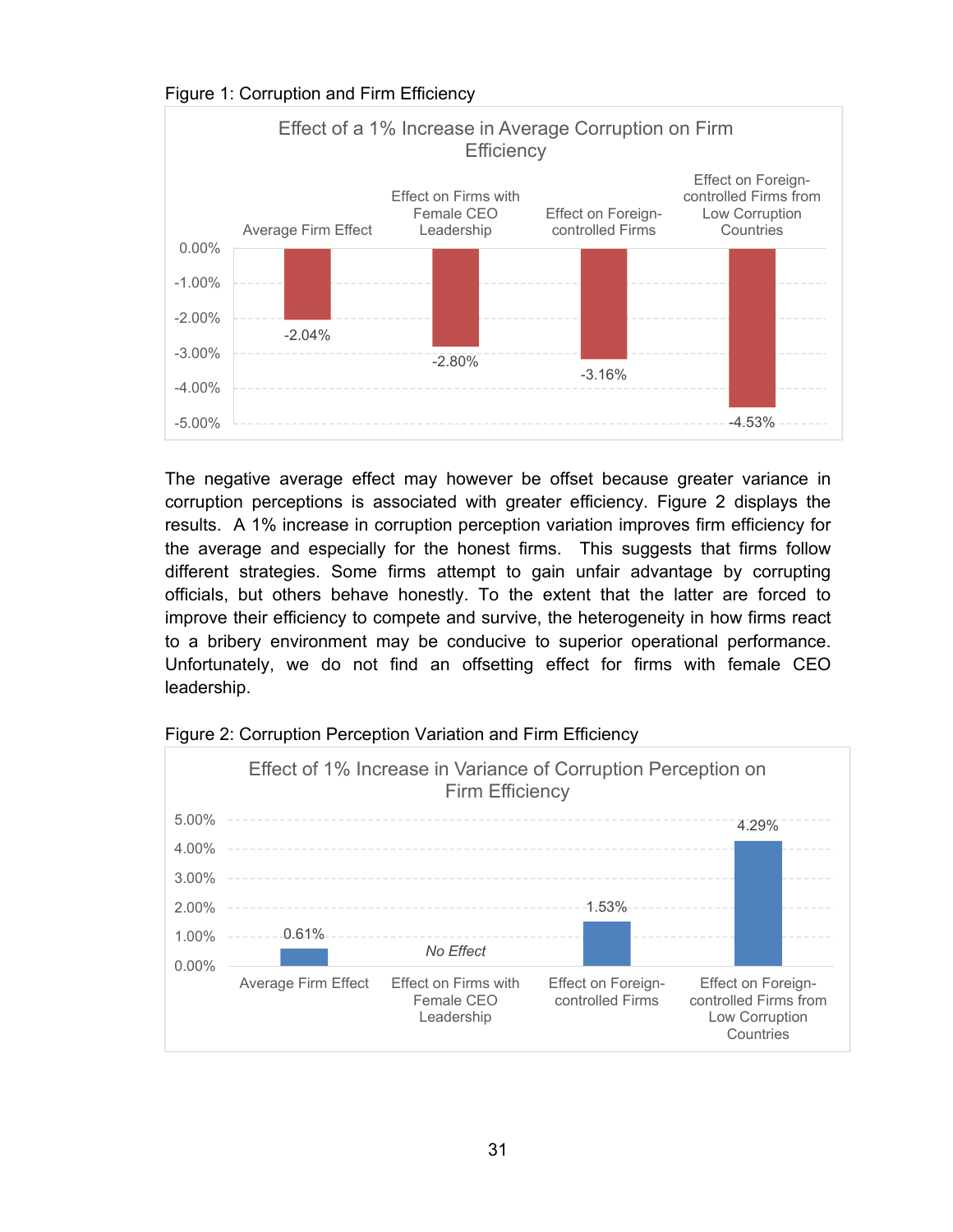Figure 1: Corruption and Firm Efficiency

| Effect of a 1% Increase in Average Corruption on Firm Efficiency | |
| --- | --- |
| Average Firm Effect | -2.04% |
| Effect on Firms with Female CEO Leadership | -2.80% |
| Effect on Foreign-controlled Firms | -3.16% |
| Effect on Foreign-controlled Firms from Low Corruption Countries | -4.53% |

The negative average effect may however be offset because greater variance in corruption perceptions is associated with greater efficiency. Figure 2 displays the results. A 1% increase in corruption perception variation improves firm efficiency for the average and especially for the honest firms. This suggests that firms follow different strategies. Some firms attempt to gain unfair advantage by corrupting officials, but others behave honestly. To the extent that the latter are forced to improve their efficiency to compete and survive, the heterogeneity in how firms react to a bribery environment may be conducive to superior operational performance. Unfortunately, we do not find an offsetting effect for firms with female CEO leadership.

Figure 2: Corruption Perception Variation and Firm Efficiency

| Effect of 1% Increase in Variance of Corruption Perception on Firm Efficiency | |
| --- | --- |
| Average Firm Effect | 0.61% |
| Effect on Firms with Female CEO Leadership | *No Effect* |
| Effect on Foreign-controlled Firms | 1.53% |
| Effect on Foreign-controlled Firms from Low Corruption Countries | 4.29% |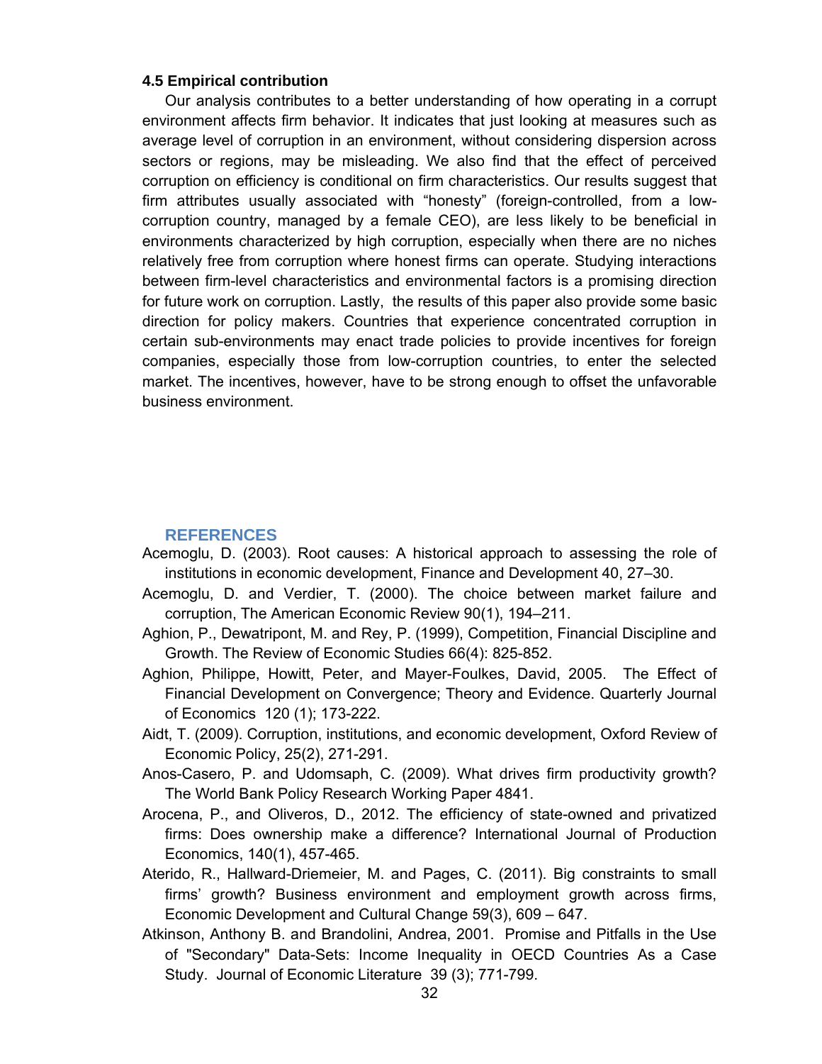### 4.5 Empirical contribution

Our analysis contributes to a better understanding of how operating in a corrupt environment affects firm behavior. It indicates that just looking at measures such as average level of corruption in an environment, without considering dispersion across sectors or regions, may be misleading. We also find that the effect of perceived corruption on efficiency is conditional on firm characteristics. Our results suggest that firm attributes usually associated with "honesty" (foreign-controlled, from a low-corruption country, managed by a female CEO), are less likely to be beneficial in environments characterized by high corruption, especially when there are no niches relatively free from corruption where honest firms can operate. Studying interactions between firm-level characteristics and environmental factors is a promising direction for future work on corruption. Lastly, the results of this paper also provide some basic direction for policy makers. Countries that experience concentrated corruption in certain sub-environments may enact trade policies to provide incentives for foreign companies, especially those from low-corruption countries, to enter the selected market. The incentives, however, have to be strong enough to offset the unfavorable business environment.

## REFERENCES

Acemoglu, D. (2003). Root causes: A historical approach to assessing the role of institutions in economic development, Finance and Development 40, 27–30.

Acemoglu, D. and Verdier, T. (2000). The choice between market failure and corruption, The American Economic Review 90(1), 194–211.

Aghion, P., Dewatripont, M. and Rey, P. (1999), Competition, Financial Discipline and Growth. The Review of Economic Studies 66(4): 825-852.

Aghion, Philippe, Howitt, Peter, and Mayer-Foulkes, David, 2005. The Effect of Financial Development on Convergence; Theory and Evidence. Quarterly Journal of Economics 120 (1); 173-222.

Aidt, T. (2009). Corruption, institutions, and economic development, Oxford Review of Economic Policy, 25(2), 271-291.

Anos-Casero, P. and Udomsaph, C. (2009). What drives firm productivity growth? The World Bank Policy Research Working Paper 4841.

Arocena, P., and Oliveros, D., 2012. The efficiency of state-owned and privatized firms: Does ownership make a difference? International Journal of Production Economics, 140(1), 457-465.

Aterido, R., Hallward-Driemeier, M. and Pages, C. (2011). Big constraints to small firms' growth? Business environment and employment growth across firms, Economic Development and Cultural Change 59(3), 609 – 647.

Atkinson, Anthony B. and Brandolini, Andrea, 2001. Promise and Pitfalls in the Use of "Secondary" Data-Sets: Income Inequality in OECD Countries As a Case Study. Journal of Economic Literature 39 (3); 771-799.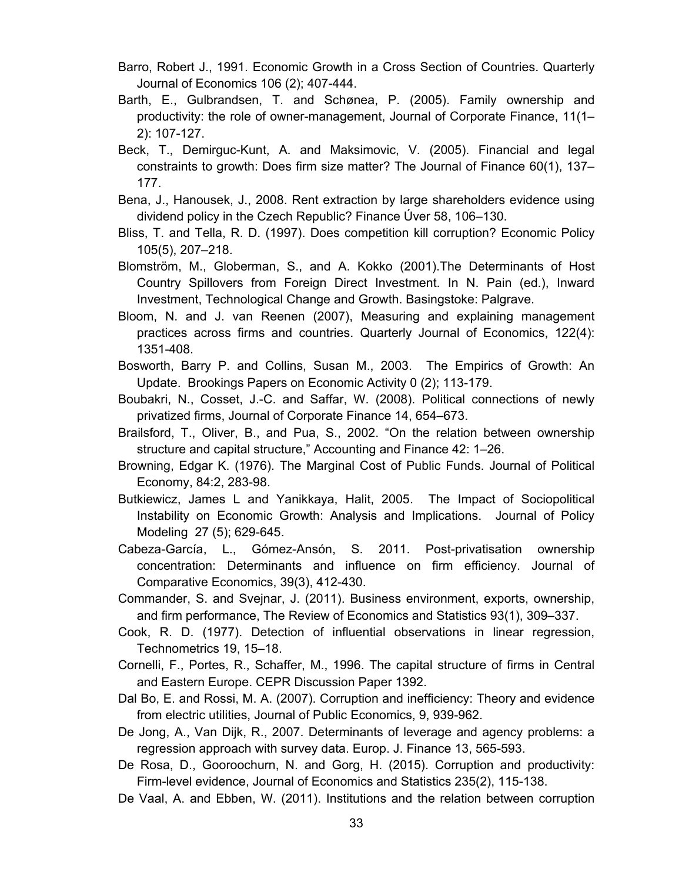Barro, Robert J., 1991. Economic Growth in a Cross Section of Countries. Quarterly Journal of Economics 106 (2); 407-444.

Barth, E., Gulbrandsen, T. and Schønea, P. (2005). Family ownership and productivity: the role of owner-management, Journal of Corporate Finance, 11(1–2): 107-127.

Beck, T., Demirguc-Kunt, A. and Maksimovic, V. (2005). Financial and legal constraints to growth: Does firm size matter? The Journal of Finance 60(1), 137–177.

Bena, J., Hanousek, J., 2008. Rent extraction by large shareholders evidence using dividend policy in the Czech Republic? Finance Úver 58, 106–130.

Bliss, T. and Tella, R. D. (1997). Does competition kill corruption? Economic Policy 105(5), 207–218.

Blomström, M., Globerman, S., and A. Kokko (2001).The Determinants of Host Country Spillovers from Foreign Direct Investment. In N. Pain (ed.), Inward Investment, Technological Change and Growth. Basingstoke: Palgrave.

Bloom, N. and J. van Reenen (2007), Measuring and explaining management practices across firms and countries. Quarterly Journal of Economics, 122(4): 1351-408.

Bosworth, Barry P. and Collins, Susan M., 2003. The Empirics of Growth: An Update. Brookings Papers on Economic Activity 0 (2); 113-179.

Boubakri, N., Cosset, J.-C. and Saffar, W. (2008). Political connections of newly privatized firms, Journal of Corporate Finance 14, 654–673.

Brailsford, T., Oliver, B., and Pua, S., 2002. "On the relation between ownership structure and capital structure," Accounting and Finance 42: 1–26.

Browning, Edgar K. (1976). The Marginal Cost of Public Funds. Journal of Political Economy, 84:2, 283-98.

Butkiewicz, James L and Yanikkaya, Halit, 2005. The Impact of Sociopolitical Instability on Economic Growth: Analysis and Implications. Journal of Policy Modeling 27 (5); 629-645.

Cabeza-García, L., Gómez-Ansón, S. 2011. Post-privatisation ownership concentration: Determinants and influence on firm efficiency. Journal of Comparative Economics, 39(3), 412-430.

Commander, S. and Svejnar, J. (2011). Business environment, exports, ownership, and firm performance, The Review of Economics and Statistics 93(1), 309–337.

Cook, R. D. (1977). Detection of influential observations in linear regression, Technometrics 19, 15–18.

Cornelli, F., Portes, R., Schaffer, M., 1996. The capital structure of firms in Central and Eastern Europe. CEPR Discussion Paper 1392.

Dal Bo, E. and Rossi, M. A. (2007). Corruption and inefficiency: Theory and evidence from electric utilities, Journal of Public Economics, 9, 939-962.

De Jong, A., Van Dijk, R., 2007. Determinants of leverage and agency problems: a regression approach with survey data. Europ. J. Finance 13, 565-593.

De Rosa, D., Gooroochurn, N. and Gorg, H. (2015). Corruption and productivity: Firm-level evidence, Journal of Economics and Statistics 235(2), 115-138.

De Vaal, A. and Ebben, W. (2011). Institutions and the relation between corruption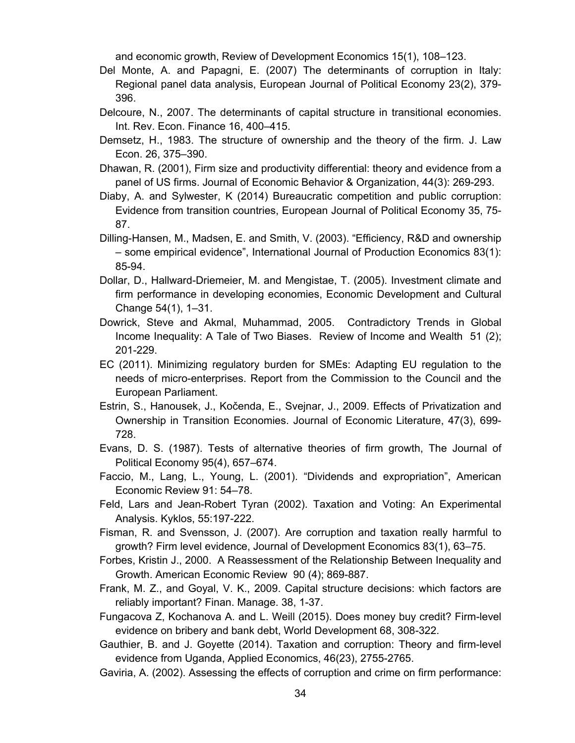and economic growth, Review of Development Economics 15(1), 108–123.

Del Monte, A. and Papagni, E. (2007) The determinants of corruption in Italy: Regional panel data analysis, European Journal of Political Economy 23(2), 379-396.

Delcoure, N., 2007. The determinants of capital structure in transitional economies. Int. Rev. Econ. Finance 16, 400–415.

Demsetz, H., 1983. The structure of ownership and the theory of the firm. J. Law Econ. 26, 375–390.

Dhawan, R. (2001), Firm size and productivity differential: theory and evidence from a panel of US firms. Journal of Economic Behavior & Organization, 44(3): 269-293.

Diaby, A. and Sylwester, K (2014) Bureaucratic competition and public corruption: Evidence from transition countries, European Journal of Political Economy 35, 75-87.

Dilling-Hansen, M., Madsen, E. and Smith, V. (2003). "Efficiency, R&D and ownership – some empirical evidence", International Journal of Production Economics 83(1): 85-94.

Dollar, D., Hallward-Driemeier, M. and Mengistae, T. (2005). Investment climate and firm performance in developing economies, Economic Development and Cultural Change 54(1), 1–31.

Dowrick, Steve and Akmal, Muhammad, 2005. Contradictory Trends in Global Income Inequality: A Tale of Two Biases. Review of Income and Wealth 51 (2); 201-229.

EC (2011). Minimizing regulatory burden for SMEs: Adapting EU regulation to the needs of micro-enterprises. Report from the Commission to the Council and the European Parliament.

Estrin, S., Hanousek, J., Kočenda, E., Svejnar, J., 2009. Effects of Privatization and Ownership in Transition Economies. Journal of Economic Literature, 47(3), 699-728.

Evans, D. S. (1987). Tests of alternative theories of firm growth, The Journal of Political Economy 95(4), 657–674.

Faccio, M., Lang, L., Young, L. (2001). "Dividends and expropriation", American Economic Review 91: 54–78.

Feld, Lars and Jean-Robert Tyran (2002). Taxation and Voting: An Experimental Analysis. Kyklos, 55:197-222.

Fisman, R. and Svensson, J. (2007). Are corruption and taxation really harmful to growth? Firm level evidence, Journal of Development Economics 83(1), 63–75.

Forbes, Kristin J., 2000. A Reassessment of the Relationship Between Inequality and Growth. American Economic Review 90 (4); 869-887.

Frank, M. Z., and Goyal, V. K., 2009. Capital structure decisions: which factors are reliably important? Finan. Manage. 38, 1-37.

Fungacova Z, Kochanova A. and L. Weill (2015). Does money buy credit? Firm-level evidence on bribery and bank debt, World Development 68, 308-322.

Gauthier, B. and J. Goyette (2014). Taxation and corruption: Theory and firm-level evidence from Uganda, Applied Economics, 46(23), 2755-2765.

Gaviria, A. (2002). Assessing the effects of corruption and crime on firm performance: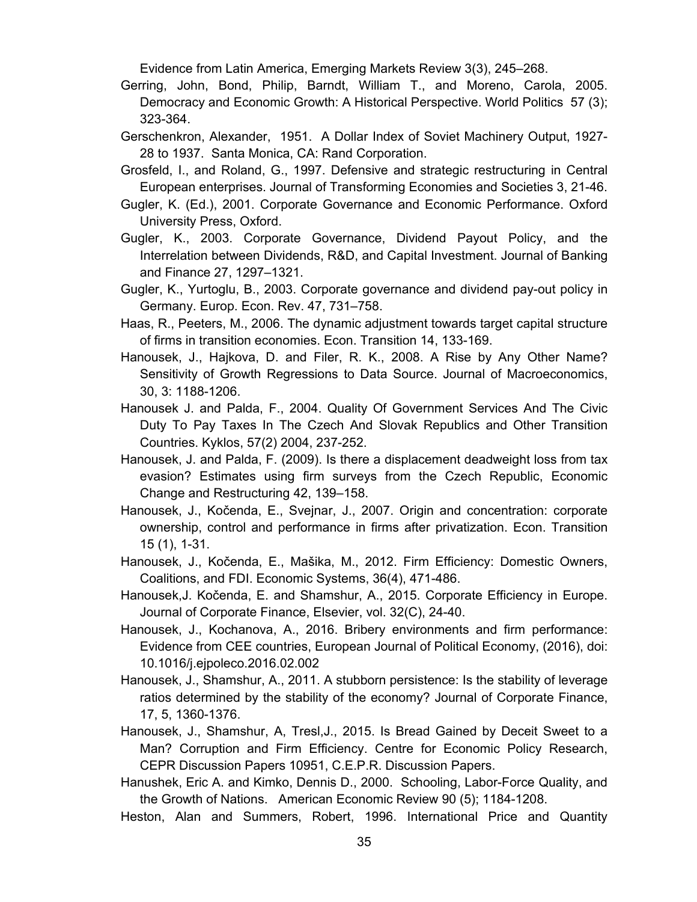Evidence from Latin America, Emerging Markets Review 3(3), 245–268.

Gerring, John, Bond, Philip, Barndt, William T., and Moreno, Carola, 2005. Democracy and Economic Growth: A Historical Perspective. World Politics 57 (3); 323-364.

Gerschenkron, Alexander, 1951. A Dollar Index of Soviet Machinery Output, 1927-28 to 1937. Santa Monica, CA: Rand Corporation.

Grosfeld, I., and Roland, G., 1997. Defensive and strategic restructuring in Central European enterprises. Journal of Transforming Economies and Societies 3, 21-46.

Gugler, K. (Ed.), 2001. Corporate Governance and Economic Performance. Oxford University Press, Oxford.

Gugler, K., 2003. Corporate Governance, Dividend Payout Policy, and the Interrelation between Dividends, R&D, and Capital Investment. Journal of Banking and Finance 27, 1297–1321.

Gugler, K., Yurtoglu, B., 2003. Corporate governance and dividend pay-out policy in Germany. Europ. Econ. Rev. 47, 731–758.

Haas, R., Peeters, M., 2006. The dynamic adjustment towards target capital structure of firms in transition economies. Econ. Transition 14, 133-169.

Hanousek, J., Hajkova, D. and Filer, R. K., 2008. A Rise by Any Other Name? Sensitivity of Growth Regressions to Data Source. Journal of Macroeconomics, 30, 3: 1188-1206.

Hanousek J. and Palda, F., 2004. Quality Of Government Services And The Civic Duty To Pay Taxes In The Czech And Slovak Republics and Other Transition Countries. Kyklos, 57(2) 2004, 237-252.

Hanousek, J. and Palda, F. (2009). Is there a displacement deadweight loss from tax evasion? Estimates using firm surveys from the Czech Republic, Economic Change and Restructuring 42, 139–158.

Hanousek, J., Kočenda, E., Svejnar, J., 2007. Origin and concentration: corporate ownership, control and performance in firms after privatization. Econ. Transition 15 (1), 1-31.

Hanousek, J., Kočenda, E., Mašika, M., 2012. Firm Efficiency: Domestic Owners, Coalitions, and FDI. Economic Systems, 36(4), 471-486.

Hanousek,J. Kočenda, E. and Shamshur, A., 2015. Corporate Efficiency in Europe. Journal of Corporate Finance, Elsevier, vol. 32(C), 24-40.

Hanousek, J., Kochanova, A., 2016. Bribery environments and firm performance: Evidence from CEE countries, European Journal of Political Economy, (2016), doi: 10.1016/j.ejpoleco.2016.02.002

Hanousek, J., Shamshur, A., 2011. A stubborn persistence: Is the stability of leverage ratios determined by the stability of the economy? Journal of Corporate Finance, 17, 5, 1360-1376.

Hanousek, J., Shamshur, A, Tresl,J., 2015. Is Bread Gained by Deceit Sweet to a Man? Corruption and Firm Efficiency. Centre for Economic Policy Research, CEPR Discussion Papers 10951, C.E.P.R. Discussion Papers.

Hanushek, Eric A. and Kimko, Dennis D., 2000. Schooling, Labor-Force Quality, and the Growth of Nations. American Economic Review 90 (5); 1184-1208.

Heston, Alan and Summers, Robert, 1996. International Price and Quantity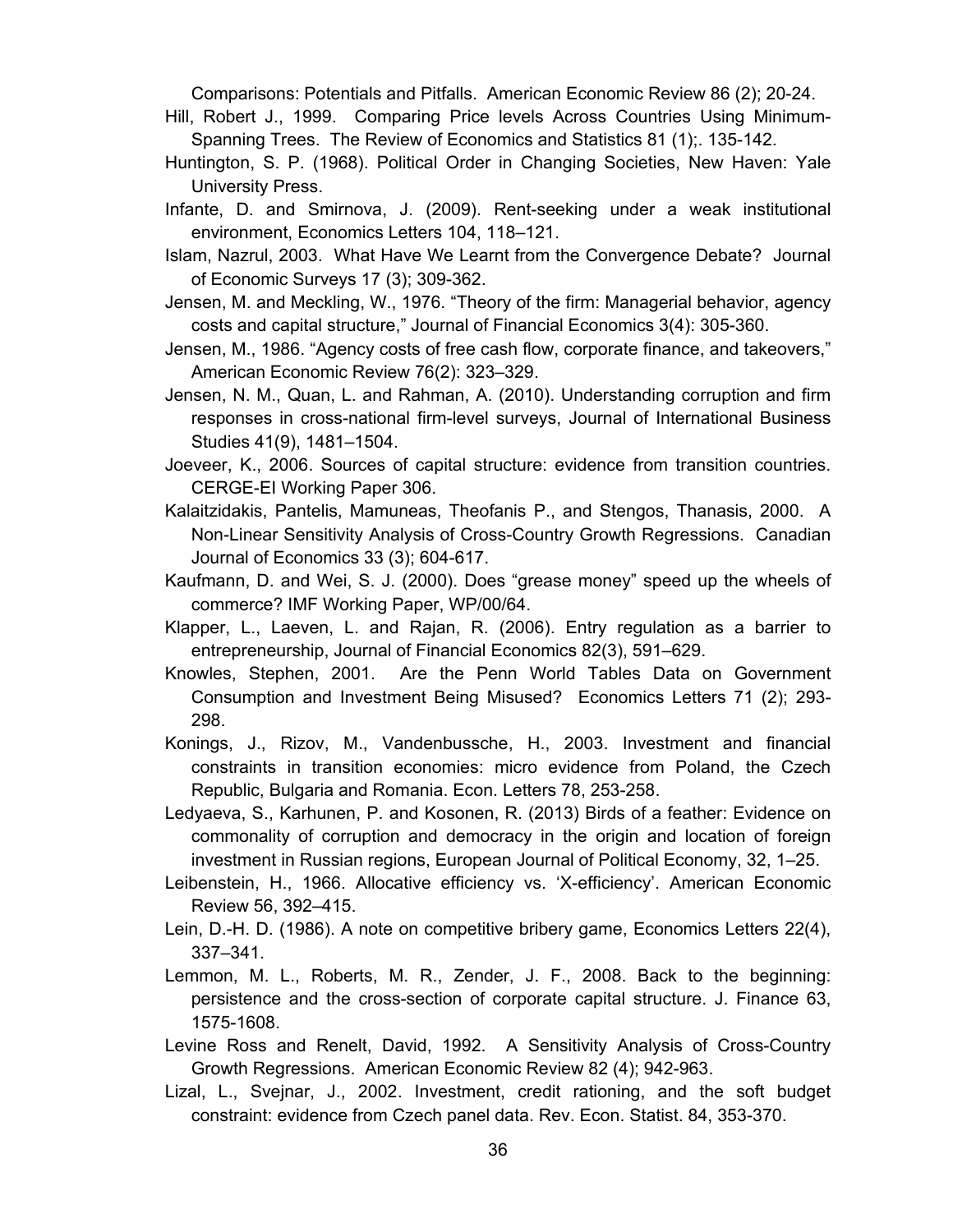Comparisons: Potentials and Pitfalls. American Economic Review 86 (2); 20-24.

Hill, Robert J., 1999. Comparing Price levels Across Countries Using Minimum-Spanning Trees. The Review of Economics and Statistics 81 (1);. 135-142.

Huntington, S. P. (1968). Political Order in Changing Societies, New Haven: Yale University Press.

Infante, D. and Smirnova, J. (2009). Rent-seeking under a weak institutional environment, Economics Letters 104, 118–121.

Islam, Nazrul, 2003. What Have We Learnt from the Convergence Debate? Journal of Economic Surveys 17 (3); 309-362.

Jensen, M. and Meckling, W., 1976. "Theory of the firm: Managerial behavior, agency costs and capital structure," Journal of Financial Economics 3(4): 305-360.

Jensen, M., 1986. "Agency costs of free cash flow, corporate finance, and takeovers," American Economic Review 76(2): 323–329.

Jensen, N. M., Quan, L. and Rahman, A. (2010). Understanding corruption and firm responses in cross-national firm-level surveys, Journal of International Business Studies 41(9), 1481–1504.

Joeveer, K., 2006. Sources of capital structure: evidence from transition countries. CERGE-EI Working Paper 306.

Kalaitzidakis, Pantelis, Mamuneas, Theofanis P., and Stengos, Thanasis, 2000. A Non-Linear Sensitivity Analysis of Cross-Country Growth Regressions. Canadian Journal of Economics 33 (3); 604-617.

Kaufmann, D. and Wei, S. J. (2000). Does "grease money" speed up the wheels of commerce? IMF Working Paper, WP/00/64.

Klapper, L., Laeven, L. and Rajan, R. (2006). Entry regulation as a barrier to entrepreneurship, Journal of Financial Economics 82(3), 591–629.

Knowles, Stephen, 2001. Are the Penn World Tables Data on Government Consumption and Investment Being Misused? Economics Letters 71 (2); 293-298.

Konings, J., Rizov, M., Vandenbussche, H., 2003. Investment and financial constraints in transition economies: micro evidence from Poland, the Czech Republic, Bulgaria and Romania. Econ. Letters 78, 253-258.

Ledyaeva, S., Karhunen, P. and Kosonen, R. (2013) Birds of a feather: Evidence on commonality of corruption and democracy in the origin and location of foreign investment in Russian regions, European Journal of Political Economy, 32, 1–25.

Leibenstein, H., 1966. Allocative efficiency vs. 'X-efficiency'. American Economic Review 56, 392–415.

Lein, D.-H. D. (1986). A note on competitive bribery game, Economics Letters 22(4), 337–341.

Lemmon, M. L., Roberts, M. R., Zender, J. F., 2008. Back to the beginning: persistence and the cross-section of corporate capital structure. J. Finance 63, 1575-1608.

Levine Ross and Renelt, David, 1992. A Sensitivity Analysis of Cross-Country Growth Regressions. American Economic Review 82 (4); 942-963.

Lizal, L., Svejnar, J., 2002. Investment, credit rationing, and the soft budget constraint: evidence from Czech panel data. Rev. Econ. Statist. 84, 353-370.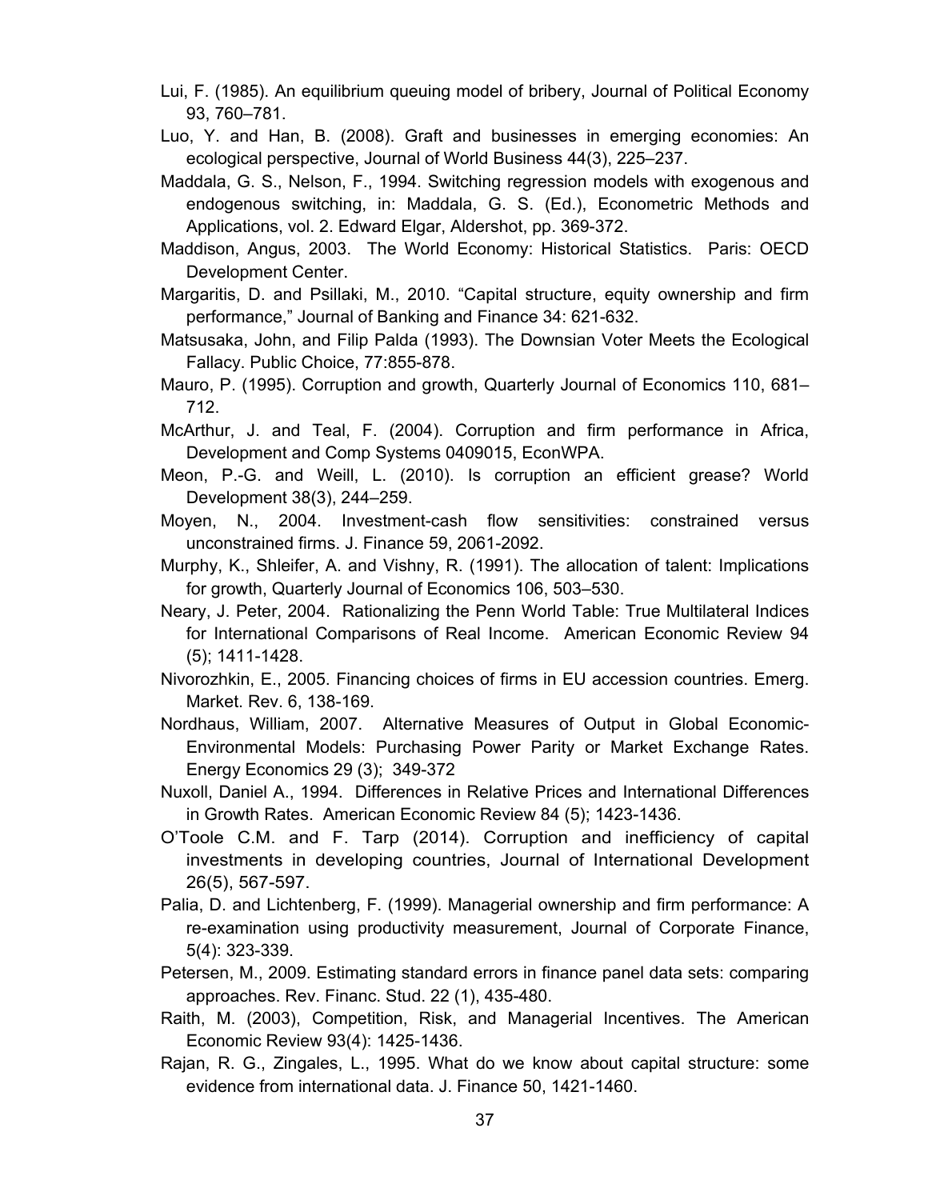Lui, F. (1985). An equilibrium queuing model of bribery, Journal of Political Economy 93, 760–781.

Luo, Y. and Han, B. (2008). Graft and businesses in emerging economies: An ecological perspective, Journal of World Business 44(3), 225–237.

Maddala, G. S., Nelson, F., 1994. Switching regression models with exogenous and endogenous switching, in: Maddala, G. S. (Ed.), Econometric Methods and Applications, vol. 2. Edward Elgar, Aldershot, pp. 369-372.

Maddison, Angus, 2003. The World Economy: Historical Statistics. Paris: OECD Development Center.

Margaritis, D. and Psillaki, M., 2010. "Capital structure, equity ownership and firm performance," Journal of Banking and Finance 34: 621-632.

Matsusaka, John, and Filip Palda (1993). The Downsian Voter Meets the Ecological Fallacy. Public Choice, 77:855-878.

Mauro, P. (1995). Corruption and growth, Quarterly Journal of Economics 110, 681–712.

McArthur, J. and Teal, F. (2004). Corruption and firm performance in Africa, Development and Comp Systems 0409015, EconWPA.

Meon, P.-G. and Weill, L. (2010). Is corruption an efficient grease? World Development 38(3), 244–259.

Moyen, N., 2004. Investment-cash flow sensitivities: constrained versus unconstrained firms. J. Finance 59, 2061-2092.

Murphy, K., Shleifer, A. and Vishny, R. (1991). The allocation of talent: Implications for growth, Quarterly Journal of Economics 106, 503–530.

Neary, J. Peter, 2004. Rationalizing the Penn World Table: True Multilateral Indices for International Comparisons of Real Income. American Economic Review 94 (5); 1411-1428.

Nivorozhkin, E., 2005. Financing choices of firms in EU accession countries. Emerg. Market. Rev. 6, 138-169.

Nordhaus, William, 2007. Alternative Measures of Output in Global Economic-Environmental Models: Purchasing Power Parity or Market Exchange Rates. Energy Economics 29 (3); 349-372

Nuxoll, Daniel A., 1994. Differences in Relative Prices and International Differences in Growth Rates. American Economic Review 84 (5); 1423-1436.

O'Toole C.M. and F. Tarp (2014). Corruption and inefficiency of capital investments in developing countries, Journal of International Development 26(5), 567-597.

Palia, D. and Lichtenberg, F. (1999). Managerial ownership and firm performance: A re-examination using productivity measurement, Journal of Corporate Finance, 5(4): 323-339.

Petersen, M., 2009. Estimating standard errors in finance panel data sets: comparing approaches. Rev. Financ. Stud. 22 (1), 435-480.

Raith, M. (2003), Competition, Risk, and Managerial Incentives. The American Economic Review 93(4): 1425-1436.

Rajan, R. G., Zingales, L., 1995. What do we know about capital structure: some evidence from international data. J. Finance 50, 1421-1460.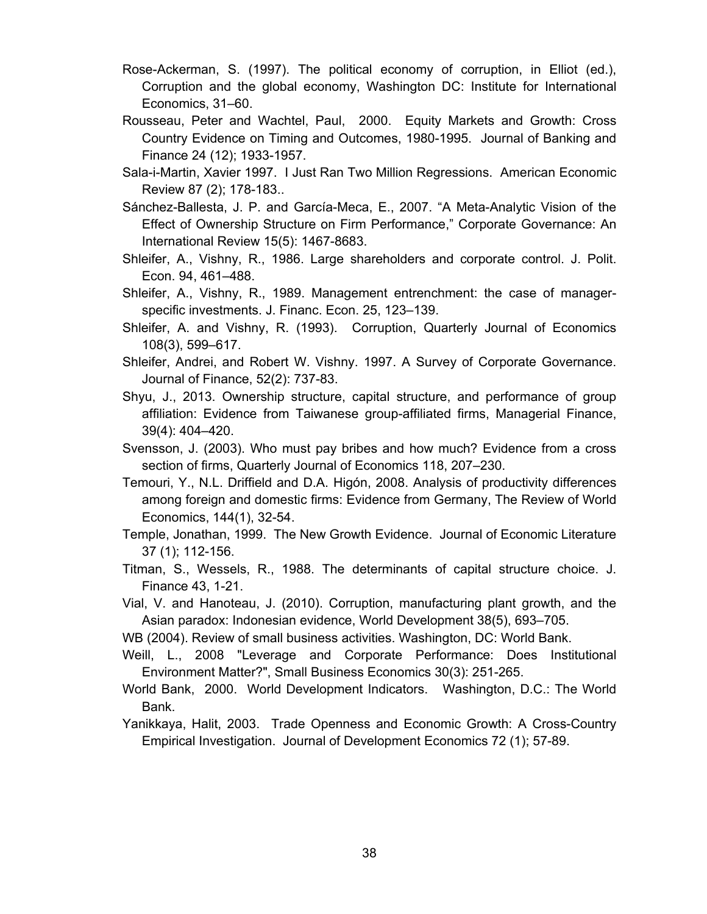Rose-Ackerman, S. (1997). The political economy of corruption, in Elliot (ed.), Corruption and the global economy, Washington DC: Institute for International Economics, 31–60.

Rousseau, Peter and Wachtel, Paul, 2000. Equity Markets and Growth: Cross Country Evidence on Timing and Outcomes, 1980-1995. Journal of Banking and Finance 24 (12); 1933-1957.

Sala-i-Martin, Xavier 1997. I Just Ran Two Million Regressions. American Economic Review 87 (2); 178-183..

Sánchez-Ballesta, J. P. and García-Meca, E., 2007. "A Meta-Analytic Vision of the Effect of Ownership Structure on Firm Performance," Corporate Governance: An International Review 15(5): 1467-8683.

Shleifer, A., Vishny, R., 1986. Large shareholders and corporate control. J. Polit. Econ. 94, 461–488.

Shleifer, A., Vishny, R., 1989. Management entrenchment: the case of manager-specific investments. J. Financ. Econ. 25, 123–139.

Shleifer, A. and Vishny, R. (1993). Corruption, Quarterly Journal of Economics 108(3), 599–617.

Shleifer, Andrei, and Robert W. Vishny. 1997. A Survey of Corporate Governance. Journal of Finance, 52(2): 737-83.

Shyu, J., 2013. Ownership structure, capital structure, and performance of group affiliation: Evidence from Taiwanese group-affiliated firms, Managerial Finance, 39(4): 404–420.

Svensson, J. (2003). Who must pay bribes and how much? Evidence from a cross section of firms, Quarterly Journal of Economics 118, 207–230.

Temouri, Y., N.L. Driffield and D.A. Higón, 2008. Analysis of productivity differences among foreign and domestic firms: Evidence from Germany, The Review of World Economics, 144(1), 32-54.

Temple, Jonathan, 1999. The New Growth Evidence. Journal of Economic Literature 37 (1); 112-156.

Titman, S., Wessels, R., 1988. The determinants of capital structure choice. J. Finance 43, 1-21.

Vial, V. and Hanoteau, J. (2010). Corruption, manufacturing plant growth, and the Asian paradox: Indonesian evidence, World Development 38(5), 693–705.

WB (2004). Review of small business activities. Washington, DC: World Bank.

Weill, L., 2008 "Leverage and Corporate Performance: Does Institutional Environment Matter?", Small Business Economics 30(3): 251-265.

World Bank, 2000. World Development Indicators. Washington, D.C.: The World Bank.

Yanikkaya, Halit, 2003. Trade Openness and Economic Growth: A Cross-Country Empirical Investigation. Journal of Development Economics 72 (1); 57-89.